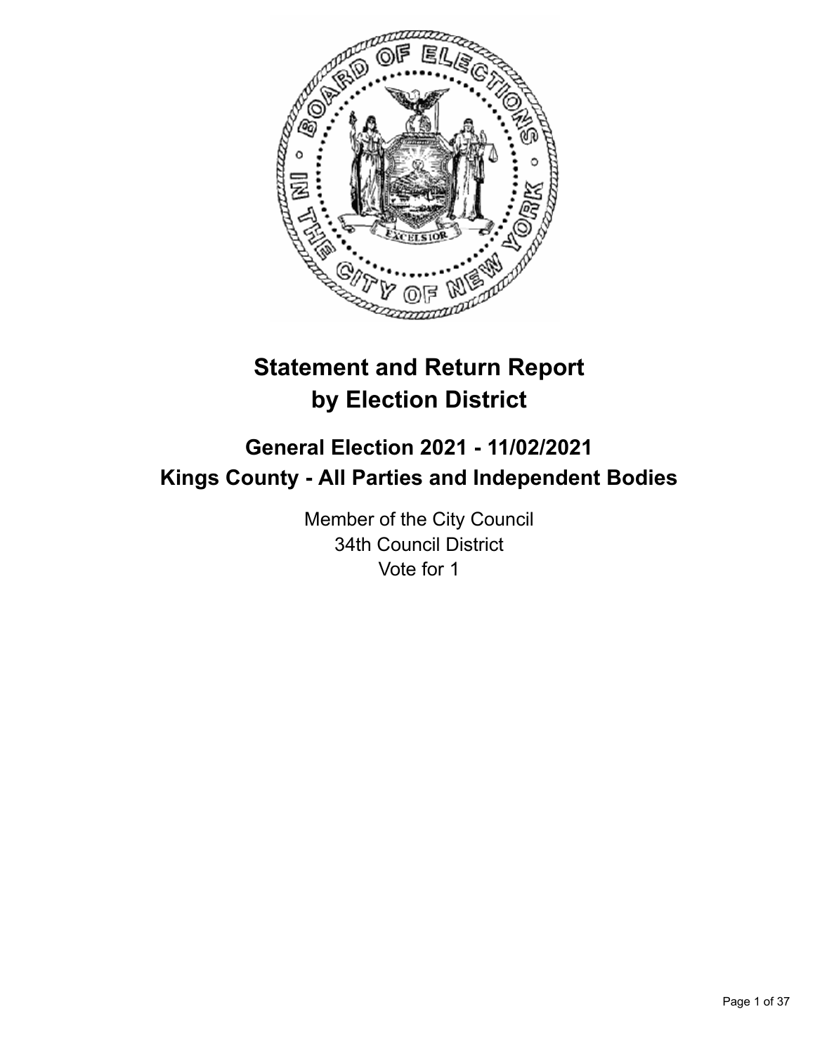# Statement and Return Report by Election District

## General Election 2021 - 11/02/2021
## Kings County - All Parties and Independent Bodies

Member of the City Council
34th Council District
Vote for 1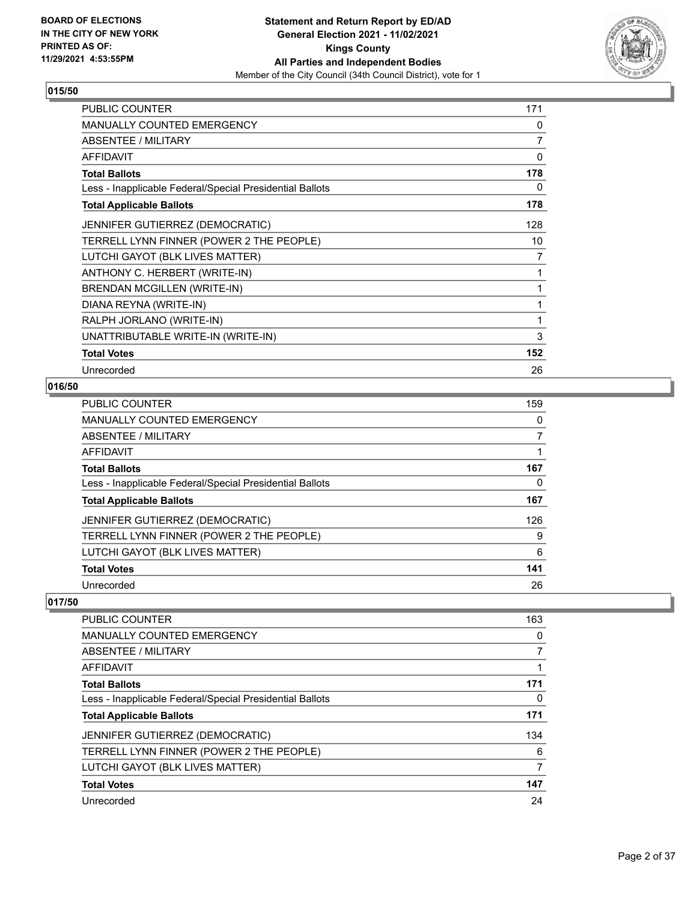**BOARD OF ELECTIONS IN THE CITY OF NEW YORK PRINTED AS OF: 11/29/2021 4:53:55PM**

**Statement and Return Report by ED/AD General Election 2021 - 11/02/2021 Kings County All Parties and Independent Bodies**
Member of the City Council (34th Council District), vote for 1

## 015/50

| | |
|---|---|
| PUBLIC COUNTER | 171 |
| MANUALLY COUNTED EMERGENCY | 0 |
| ABSENTEE / MILITARY | 7 |
| AFFIDAVIT | 0 |
| **Total Ballots** | **178** |
| Less - Inapplicable Federal/Special Presidential Ballots | 0 |
| **Total Applicable Ballots** | **178** |
| JENNIFER GUTIERREZ (DEMOCRATIC) | 128 |
| TERRELL LYNN FINNER (POWER 2 THE PEOPLE) | 10 |
| LUTCHI GAYOT (BLK LIVES MATTER) | 7 |
| ANTHONY C. HERBERT (WRITE-IN) | 1 |
| BRENDAN MCGILLEN (WRITE-IN) | 1 |
| DIANA REYNA (WRITE-IN) | 1 |
| RALPH JORLANO (WRITE-IN) | 1 |
| UNATTRIBUTABLE WRITE-IN (WRITE-IN) | 3 |
| **Total Votes** | **152** |
| Unrecorded | 26 |

## 016/50

| | |
|---|---|
| PUBLIC COUNTER | 159 |
| MANUALLY COUNTED EMERGENCY | 0 |
| ABSENTEE / MILITARY | 7 |
| AFFIDAVIT | 1 |
| **Total Ballots** | **167** |
| Less - Inapplicable Federal/Special Presidential Ballots | 0 |
| **Total Applicable Ballots** | **167** |
| JENNIFER GUTIERREZ (DEMOCRATIC) | 126 |
| TERRELL LYNN FINNER (POWER 2 THE PEOPLE) | 9 |
| LUTCHI GAYOT (BLK LIVES MATTER) | 6 |
| **Total Votes** | **141** |
| Unrecorded | 26 |

## 017/50

| | |
|---|---|
| PUBLIC COUNTER | 163 |
| MANUALLY COUNTED EMERGENCY | 0 |
| ABSENTEE / MILITARY | 7 |
| AFFIDAVIT | 1 |
| **Total Ballots** | **171** |
| Less - Inapplicable Federal/Special Presidential Ballots | 0 |
| **Total Applicable Ballots** | **171** |
| JENNIFER GUTIERREZ (DEMOCRATIC) | 134 |
| TERRELL LYNN FINNER (POWER 2 THE PEOPLE) | 6 |
| LUTCHI GAYOT (BLK LIVES MATTER) | 7 |
| **Total Votes** | **147** |
| Unrecorded | 24 |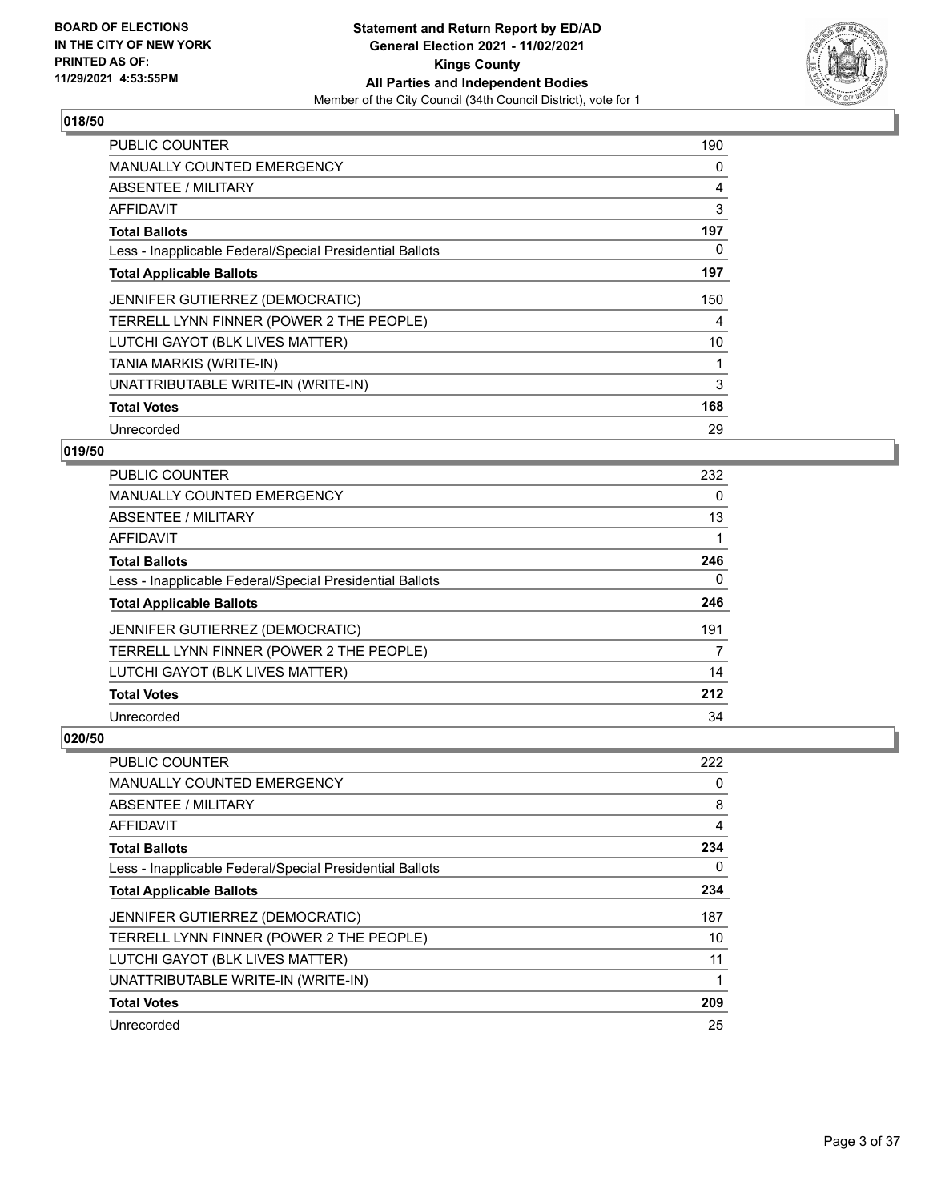## 018/50

| | |
|---|---|
| PUBLIC COUNTER | 190 |
| MANUALLY COUNTED EMERGENCY | 0 |
| ABSENTEE / MILITARY | 4 |
| AFFIDAVIT | 3 |
| **Total Ballots** | **197** |
| Less - Inapplicable Federal/Special Presidential Ballots | 0 |
| **Total Applicable Ballots** | **197** |
| JENNIFER GUTIERREZ (DEMOCRATIC) | 150 |
| TERRELL LYNN FINNER (POWER 2 THE PEOPLE) | 4 |
| LUTCHI GAYOT (BLK LIVES MATTER) | 10 |
| TANIA MARKIS (WRITE-IN) | 1 |
| UNATTRIBUTABLE WRITE-IN (WRITE-IN) | 3 |
| **Total Votes** | **168** |
| Unrecorded | 29 |

## 019/50

| | |
|---|---|
| PUBLIC COUNTER | 232 |
| MANUALLY COUNTED EMERGENCY | 0 |
| ABSENTEE / MILITARY | 13 |
| AFFIDAVIT | 1 |
| **Total Ballots** | **246** |
| Less - Inapplicable Federal/Special Presidential Ballots | 0 |
| **Total Applicable Ballots** | **246** |
| JENNIFER GUTIERREZ (DEMOCRATIC) | 191 |
| TERRELL LYNN FINNER (POWER 2 THE PEOPLE) | 7 |
| LUTCHI GAYOT (BLK LIVES MATTER) | 14 |
| **Total Votes** | **212** |
| Unrecorded | 34 |

## 020/50

| | |
|---|---|
| PUBLIC COUNTER | 222 |
| MANUALLY COUNTED EMERGENCY | 0 |
| ABSENTEE / MILITARY | 8 |
| AFFIDAVIT | 4 |
| **Total Ballots** | **234** |
| Less - Inapplicable Federal/Special Presidential Ballots | 0 |
| **Total Applicable Ballots** | **234** |
| JENNIFER GUTIERREZ (DEMOCRATIC) | 187 |
| TERRELL LYNN FINNER (POWER 2 THE PEOPLE) | 10 |
| LUTCHI GAYOT (BLK LIVES MATTER) | 11 |
| UNATTRIBUTABLE WRITE-IN (WRITE-IN) | 1 |
| **Total Votes** | **209** |
| Unrecorded | 25 |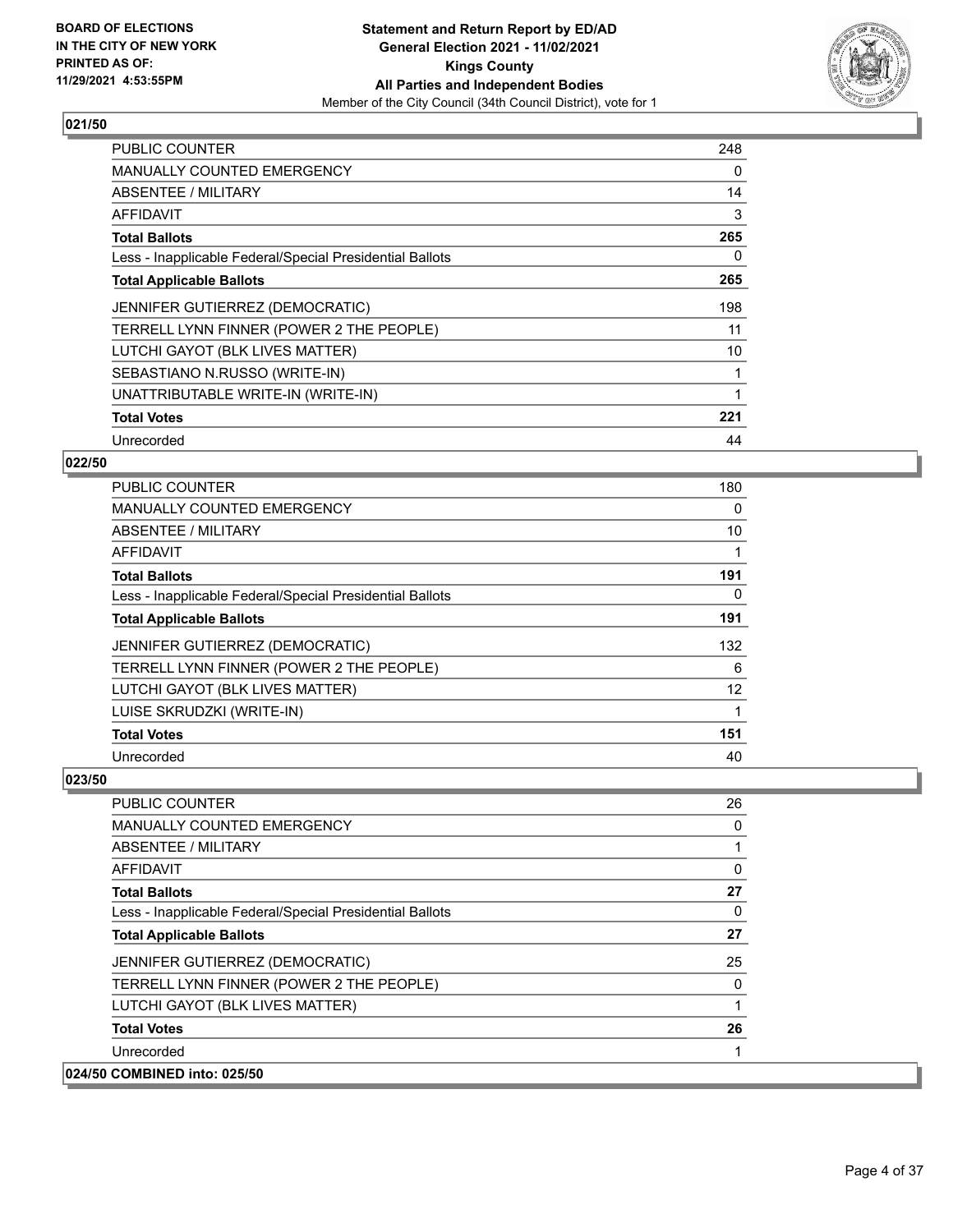## 021/50

| | |
|---|---|
| PUBLIC COUNTER | 248 |
| MANUALLY COUNTED EMERGENCY | 0 |
| ABSENTEE / MILITARY | 14 |
| AFFIDAVIT | 3 |
| **Total Ballots** | **265** |
| Less - Inapplicable Federal/Special Presidential Ballots | 0 |
| **Total Applicable Ballots** | **265** |
| JENNIFER GUTIERREZ (DEMOCRATIC) | 198 |
| TERRELL LYNN FINNER (POWER 2 THE PEOPLE) | 11 |
| LUTCHI GAYOT (BLK LIVES MATTER) | 10 |
| SEBASTIANO N.RUSSO (WRITE-IN) | 1 |
| UNATTRIBUTABLE WRITE-IN (WRITE-IN) | 1 |
| **Total Votes** | **221** |
| Unrecorded | 44 |

## 022/50

| | |
|---|---|
| PUBLIC COUNTER | 180 |
| MANUALLY COUNTED EMERGENCY | 0 |
| ABSENTEE / MILITARY | 10 |
| AFFIDAVIT | 1 |
| **Total Ballots** | **191** |
| Less - Inapplicable Federal/Special Presidential Ballots | 0 |
| **Total Applicable Ballots** | **191** |
| JENNIFER GUTIERREZ (DEMOCRATIC) | 132 |
| TERRELL LYNN FINNER (POWER 2 THE PEOPLE) | 6 |
| LUTCHI GAYOT (BLK LIVES MATTER) | 12 |
| LUISE SKRUDZKI (WRITE-IN) | 1 |
| **Total Votes** | **151** |
| Unrecorded | 40 |

## 023/50

| | |
|---|---|
| PUBLIC COUNTER | 26 |
| MANUALLY COUNTED EMERGENCY | 0 |
| ABSENTEE / MILITARY | 1 |
| AFFIDAVIT | 0 |
| **Total Ballots** | **27** |
| Less - Inapplicable Federal/Special Presidential Ballots | 0 |
| **Total Applicable Ballots** | **27** |
| JENNIFER GUTIERREZ (DEMOCRATIC) | 25 |
| TERRELL LYNN FINNER (POWER 2 THE PEOPLE) | 0 |
| LUTCHI GAYOT (BLK LIVES MATTER) | 1 |
| **Total Votes** | **26** |
| Unrecorded | 1 |

## 024/50 COMBINED into: 025/50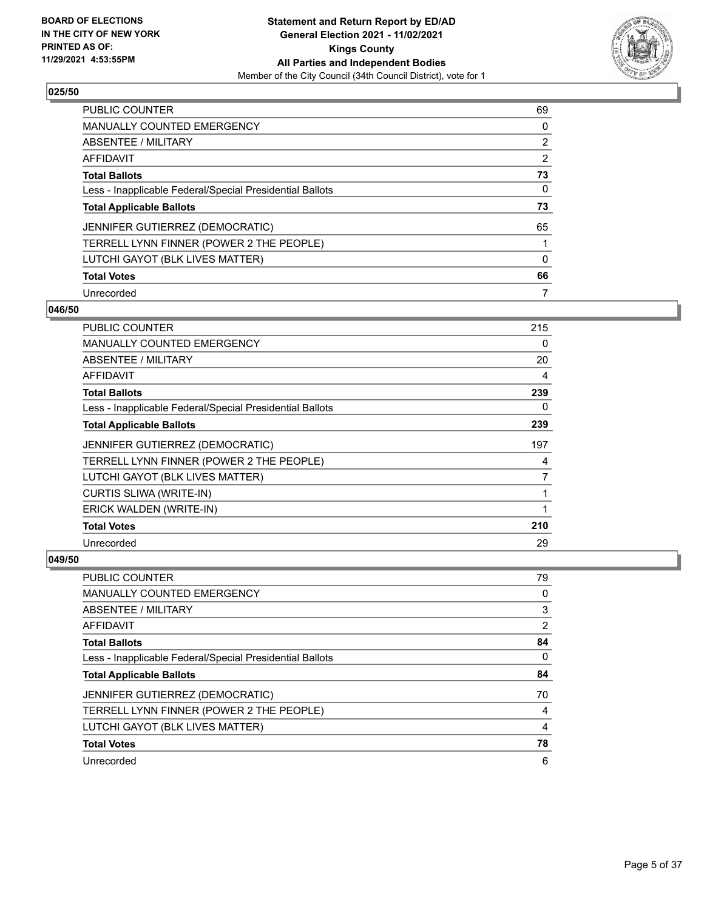**BOARD OF ELECTIONS IN THE CITY OF NEW YORK PRINTED AS OF: 11/29/2021 4:53:55PM**

**Statement and Return Report by ED/AD General Election 2021 - 11/02/2021 Kings County All Parties and Independent Bodies**
Member of the City Council (34th Council District), vote for 1

### 025/50

| | |
|---|---|
| PUBLIC COUNTER | 69 |
| MANUALLY COUNTED EMERGENCY | 0 |
| ABSENTEE / MILITARY | 2 |
| AFFIDAVIT | 2 |
| **Total Ballots** | **73** |
| Less - Inapplicable Federal/Special Presidential Ballots | 0 |
| **Total Applicable Ballots** | **73** |
| JENNIFER GUTIERREZ (DEMOCRATIC) | 65 |
| TERRELL LYNN FINNER (POWER 2 THE PEOPLE) | 1 |
| LUTCHI GAYOT (BLK LIVES MATTER) | 0 |
| **Total Votes** | **66** |
| Unrecorded | 7 |

### 046/50

| | |
|---|---|
| PUBLIC COUNTER | 215 |
| MANUALLY COUNTED EMERGENCY | 0 |
| ABSENTEE / MILITARY | 20 |
| AFFIDAVIT | 4 |
| **Total Ballots** | **239** |
| Less - Inapplicable Federal/Special Presidential Ballots | 0 |
| **Total Applicable Ballots** | **239** |
| JENNIFER GUTIERREZ (DEMOCRATIC) | 197 |
| TERRELL LYNN FINNER (POWER 2 THE PEOPLE) | 4 |
| LUTCHI GAYOT (BLK LIVES MATTER) | 7 |
| CURTIS SLIWA (WRITE-IN) | 1 |
| ERICK WALDEN (WRITE-IN) | 1 |
| **Total Votes** | **210** |
| Unrecorded | 29 |

### 049/50

| | |
|---|---|
| PUBLIC COUNTER | 79 |
| MANUALLY COUNTED EMERGENCY | 0 |
| ABSENTEE / MILITARY | 3 |
| AFFIDAVIT | 2 |
| **Total Ballots** | **84** |
| Less - Inapplicable Federal/Special Presidential Ballots | 0 |
| **Total Applicable Ballots** | **84** |
| JENNIFER GUTIERREZ (DEMOCRATIC) | 70 |
| TERRELL LYNN FINNER (POWER 2 THE PEOPLE) | 4 |
| LUTCHI GAYOT (BLK LIVES MATTER) | 4 |
| **Total Votes** | **78** |
| Unrecorded | 6 |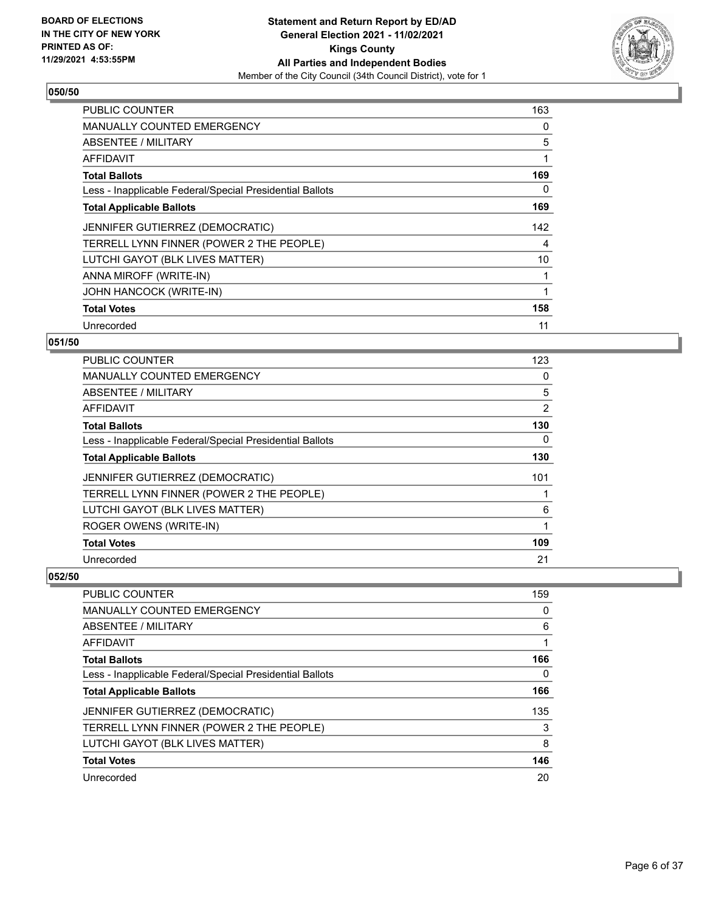**BOARD OF ELECTIONS IN THE CITY OF NEW YORK PRINTED AS OF: 11/29/2021 4:53:55PM**

**Statement and Return Report by ED/AD General Election 2021 - 11/02/2021 Kings County All Parties and Independent Bodies**

Member of the City Council (34th Council District), vote for 1

## 050/50

| | |
|---|---|
| PUBLIC COUNTER | 163 |
| MANUALLY COUNTED EMERGENCY | 0 |
| ABSENTEE / MILITARY | 5 |
| AFFIDAVIT | 1 |
| **Total Ballots** | **169** |
| Less - Inapplicable Federal/Special Presidential Ballots | 0 |
| **Total Applicable Ballots** | **169** |
| JENNIFER GUTIERREZ (DEMOCRATIC) | 142 |
| TERRELL LYNN FINNER (POWER 2 THE PEOPLE) | 4 |
| LUTCHI GAYOT (BLK LIVES MATTER) | 10 |
| ANNA MIROFF (WRITE-IN) | 1 |
| JOHN HANCOCK (WRITE-IN) | 1 |
| **Total Votes** | **158** |
| Unrecorded | 11 |

## 051/50

| | |
|---|---|
| PUBLIC COUNTER | 123 |
| MANUALLY COUNTED EMERGENCY | 0 |
| ABSENTEE / MILITARY | 5 |
| AFFIDAVIT | 2 |
| **Total Ballots** | **130** |
| Less - Inapplicable Federal/Special Presidential Ballots | 0 |
| **Total Applicable Ballots** | **130** |
| JENNIFER GUTIERREZ (DEMOCRATIC) | 101 |
| TERRELL LYNN FINNER (POWER 2 THE PEOPLE) | 1 |
| LUTCHI GAYOT (BLK LIVES MATTER) | 6 |
| ROGER OWENS (WRITE-IN) | 1 |
| **Total Votes** | **109** |
| Unrecorded | 21 |

## 052/50

| | |
|---|---|
| PUBLIC COUNTER | 159 |
| MANUALLY COUNTED EMERGENCY | 0 |
| ABSENTEE / MILITARY | 6 |
| AFFIDAVIT | 1 |
| **Total Ballots** | **166** |
| Less - Inapplicable Federal/Special Presidential Ballots | 0 |
| **Total Applicable Ballots** | **166** |
| JENNIFER GUTIERREZ (DEMOCRATIC) | 135 |
| TERRELL LYNN FINNER (POWER 2 THE PEOPLE) | 3 |
| LUTCHI GAYOT (BLK LIVES MATTER) | 8 |
| **Total Votes** | **146** |
| Unrecorded | 20 |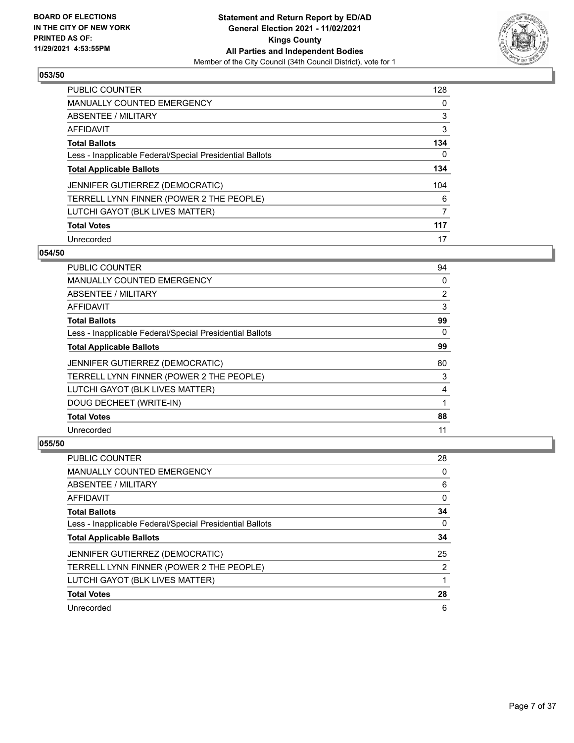## 053/50

| | |
|---|---|
| PUBLIC COUNTER | 128 |
| MANUALLY COUNTED EMERGENCY | 0 |
| ABSENTEE / MILITARY | 3 |
| AFFIDAVIT | 3 |
| **Total Ballots** | **134** |
| Less - Inapplicable Federal/Special Presidential Ballots | 0 |
| **Total Applicable Ballots** | **134** |
| JENNIFER GUTIERREZ (DEMOCRATIC) | 104 |
| TERRELL LYNN FINNER (POWER 2 THE PEOPLE) | 6 |
| LUTCHI GAYOT (BLK LIVES MATTER) | 7 |
| **Total Votes** | **117** |
| Unrecorded | 17 |

## 054/50

| | |
|---|---|
| PUBLIC COUNTER | 94 |
| MANUALLY COUNTED EMERGENCY | 0 |
| ABSENTEE / MILITARY | 2 |
| AFFIDAVIT | 3 |
| **Total Ballots** | **99** |
| Less - Inapplicable Federal/Special Presidential Ballots | 0 |
| **Total Applicable Ballots** | **99** |
| JENNIFER GUTIERREZ (DEMOCRATIC) | 80 |
| TERRELL LYNN FINNER (POWER 2 THE PEOPLE) | 3 |
| LUTCHI GAYOT (BLK LIVES MATTER) | 4 |
| DOUG DECHEET (WRITE-IN) | 1 |
| **Total Votes** | **88** |
| Unrecorded | 11 |

## 055/50

| | |
|---|---|
| PUBLIC COUNTER | 28 |
| MANUALLY COUNTED EMERGENCY | 0 |
| ABSENTEE / MILITARY | 6 |
| AFFIDAVIT | 0 |
| **Total Ballots** | **34** |
| Less - Inapplicable Federal/Special Presidential Ballots | 0 |
| **Total Applicable Ballots** | **34** |
| JENNIFER GUTIERREZ (DEMOCRATIC) | 25 |
| TERRELL LYNN FINNER (POWER 2 THE PEOPLE) | 2 |
| LUTCHI GAYOT (BLK LIVES MATTER) | 1 |
| **Total Votes** | **28** |
| Unrecorded | 6 |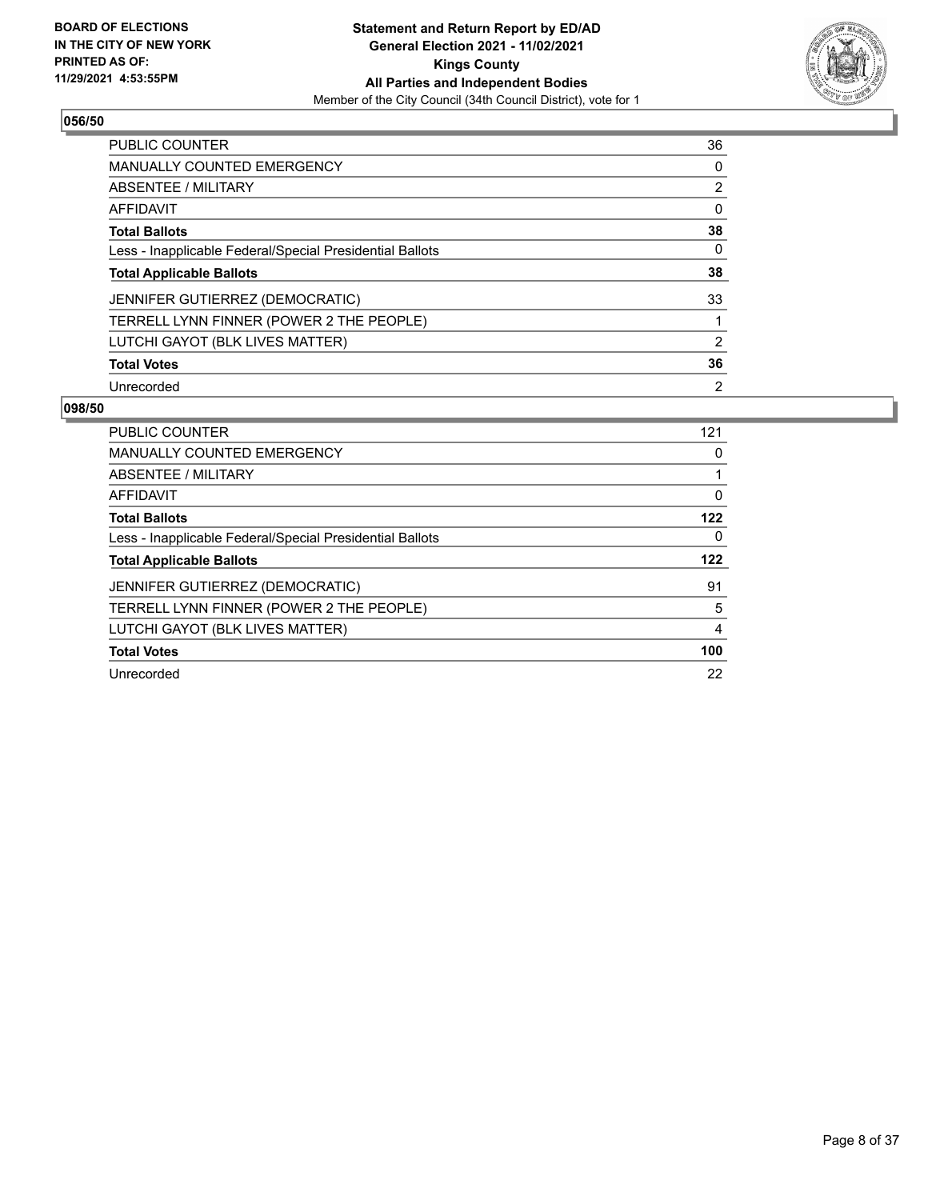## 056/50

| | |
|---|---|
| PUBLIC COUNTER | 36 |
| MANUALLY COUNTED EMERGENCY | 0 |
| ABSENTEE / MILITARY | 2 |
| AFFIDAVIT | 0 |
| **Total Ballots** | **38** |
| Less - Inapplicable Federal/Special Presidential Ballots | 0 |
| **Total Applicable Ballots** | **38** |
| JENNIFER GUTIERREZ (DEMOCRATIC) | 33 |
| TERRELL LYNN FINNER (POWER 2 THE PEOPLE) | 1 |
| LUTCHI GAYOT (BLK LIVES MATTER) | 2 |
| **Total Votes** | **36** |
| Unrecorded | 2 |

## 098/50

| | |
|---|---|
| PUBLIC COUNTER | 121 |
| MANUALLY COUNTED EMERGENCY | 0 |
| ABSENTEE / MILITARY | 1 |
| AFFIDAVIT | 0 |
| **Total Ballots** | **122** |
| Less - Inapplicable Federal/Special Presidential Ballots | 0 |
| **Total Applicable Ballots** | **122** |
| JENNIFER GUTIERREZ (DEMOCRATIC) | 91 |
| TERRELL LYNN FINNER (POWER 2 THE PEOPLE) | 5 |
| LUTCHI GAYOT (BLK LIVES MATTER) | 4 |
| **Total Votes** | **100** |
| Unrecorded | 22 |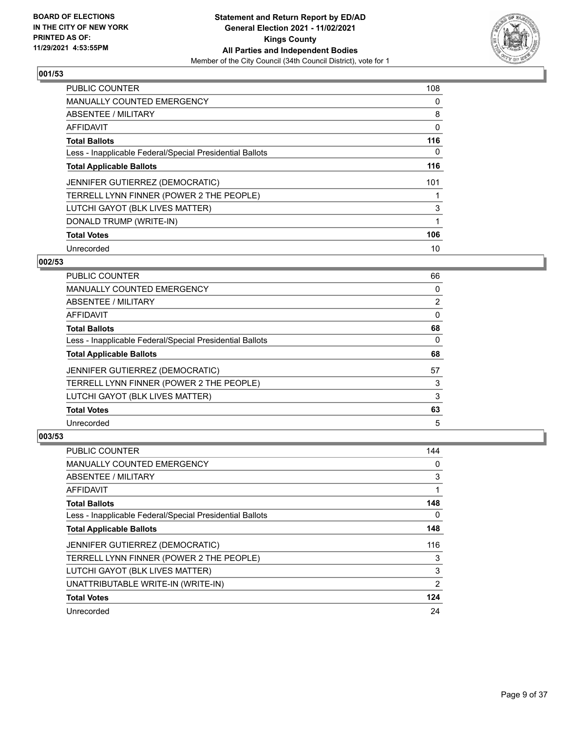**BOARD OF ELECTIONS IN THE CITY OF NEW YORK PRINTED AS OF: 11/29/2021 4:53:55PM**

**Statement and Return Report by ED/AD**
**General Election 2021 - 11/02/2021**
**Kings County**
**All Parties and Independent Bodies**
Member of the City Council (34th Council District), vote for 1

### 001/53

| | |
|---|---|
| PUBLIC COUNTER | 108 |
| MANUALLY COUNTED EMERGENCY | 0 |
| ABSENTEE / MILITARY | 8 |
| AFFIDAVIT | 0 |
| **Total Ballots** | **116** |
| Less - Inapplicable Federal/Special Presidential Ballots | 0 |
| **Total Applicable Ballots** | **116** |
| JENNIFER GUTIERREZ (DEMOCRATIC) | 101 |
| TERRELL LYNN FINNER (POWER 2 THE PEOPLE) | 1 |
| LUTCHI GAYOT (BLK LIVES MATTER) | 3 |
| DONALD TRUMP (WRITE-IN) | 1 |
| **Total Votes** | **106** |
| Unrecorded | 10 |

### 002/53

| | |
|---|---|
| PUBLIC COUNTER | 66 |
| MANUALLY COUNTED EMERGENCY | 0 |
| ABSENTEE / MILITARY | 2 |
| AFFIDAVIT | 0 |
| **Total Ballots** | **68** |
| Less - Inapplicable Federal/Special Presidential Ballots | 0 |
| **Total Applicable Ballots** | **68** |
| JENNIFER GUTIERREZ (DEMOCRATIC) | 57 |
| TERRELL LYNN FINNER (POWER 2 THE PEOPLE) | 3 |
| LUTCHI GAYOT (BLK LIVES MATTER) | 3 |
| **Total Votes** | **63** |
| Unrecorded | 5 |

### 003/53

| | |
|---|---|
| PUBLIC COUNTER | 144 |
| MANUALLY COUNTED EMERGENCY | 0 |
| ABSENTEE / MILITARY | 3 |
| AFFIDAVIT | 1 |
| **Total Ballots** | **148** |
| Less - Inapplicable Federal/Special Presidential Ballots | 0 |
| **Total Applicable Ballots** | **148** |
| JENNIFER GUTIERREZ (DEMOCRATIC) | 116 |
| TERRELL LYNN FINNER (POWER 2 THE PEOPLE) | 3 |
| LUTCHI GAYOT (BLK LIVES MATTER) | 3 |
| UNATTRIBUTABLE WRITE-IN (WRITE-IN) | 2 |
| **Total Votes** | **124** |
| Unrecorded | 24 |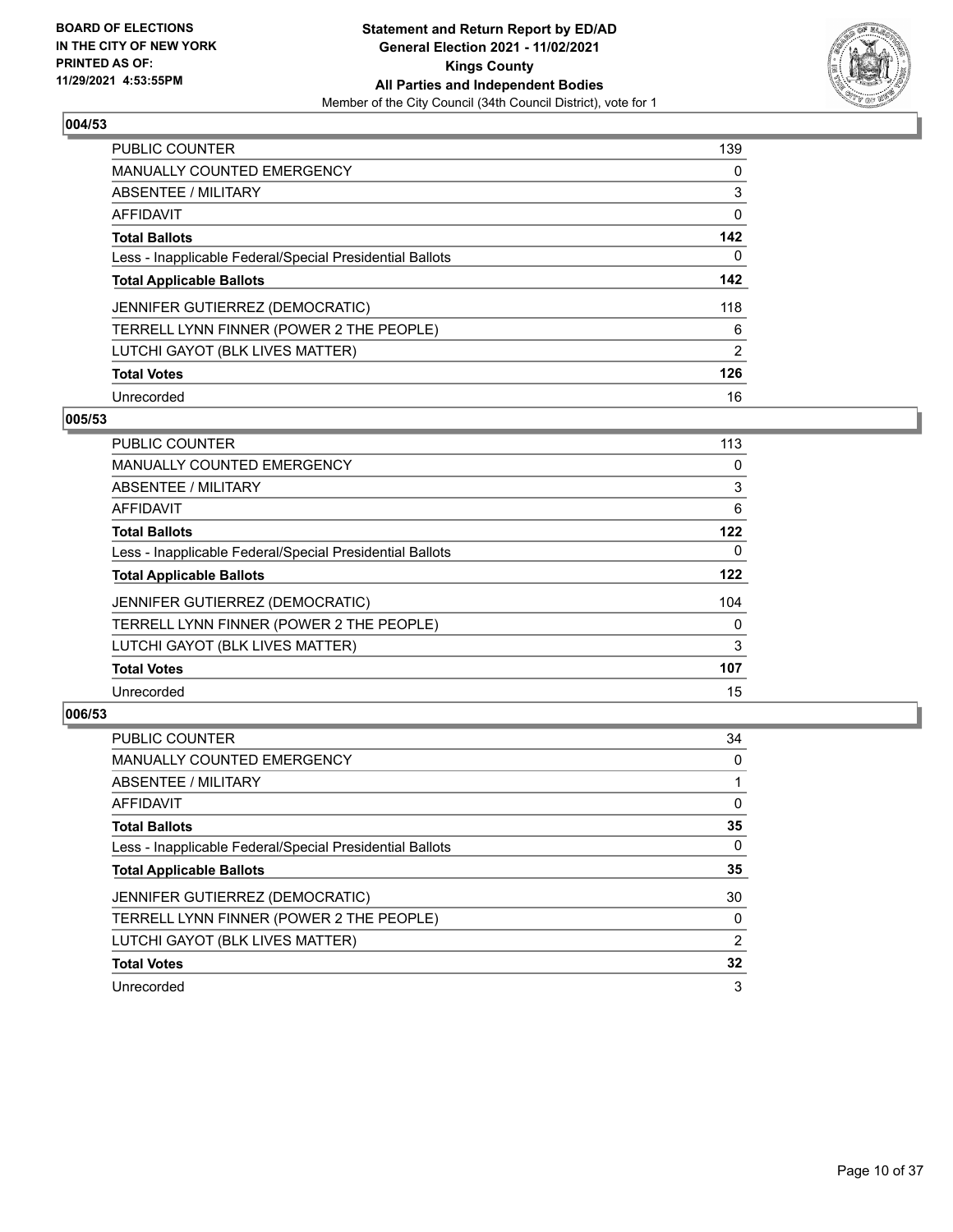BOARD OF ELECTIONS
IN THE CITY OF NEW YORK
PRINTED AS OF:
11/29/2021 4:53:55PM

**Statement and Return Report by ED/AD**
**General Election 2021 - 11/02/2021**
**Kings County**
**All Parties and Independent Bodies**
Member of the City Council (34th Council District), vote for 1

### 004/53

| | |
|---|---|
| PUBLIC COUNTER | 139 |
| MANUALLY COUNTED EMERGENCY | 0 |
| ABSENTEE / MILITARY | 3 |
| AFFIDAVIT | 0 |
| **Total Ballots** | **142** |
| Less - Inapplicable Federal/Special Presidential Ballots | 0 |
| **Total Applicable Ballots** | **142** |
| JENNIFER GUTIERREZ (DEMOCRATIC) | 118 |
| TERRELL LYNN FINNER (POWER 2 THE PEOPLE) | 6 |
| LUTCHI GAYOT (BLK LIVES MATTER) | 2 |
| **Total Votes** | **126** |
| Unrecorded | 16 |

### 005/53

| | |
|---|---|
| PUBLIC COUNTER | 113 |
| MANUALLY COUNTED EMERGENCY | 0 |
| ABSENTEE / MILITARY | 3 |
| AFFIDAVIT | 6 |
| **Total Ballots** | **122** |
| Less - Inapplicable Federal/Special Presidential Ballots | 0 |
| **Total Applicable Ballots** | **122** |
| JENNIFER GUTIERREZ (DEMOCRATIC) | 104 |
| TERRELL LYNN FINNER (POWER 2 THE PEOPLE) | 0 |
| LUTCHI GAYOT (BLK LIVES MATTER) | 3 |
| **Total Votes** | **107** |
| Unrecorded | 15 |

### 006/53

| | |
|---|---|
| PUBLIC COUNTER | 34 |
| MANUALLY COUNTED EMERGENCY | 0 |
| ABSENTEE / MILITARY | 1 |
| AFFIDAVIT | 0 |
| **Total Ballots** | **35** |
| Less - Inapplicable Federal/Special Presidential Ballots | 0 |
| **Total Applicable Ballots** | **35** |
| JENNIFER GUTIERREZ (DEMOCRATIC) | 30 |
| TERRELL LYNN FINNER (POWER 2 THE PEOPLE) | 0 |
| LUTCHI GAYOT (BLK LIVES MATTER) | 2 |
| **Total Votes** | **32** |
| Unrecorded | 3 |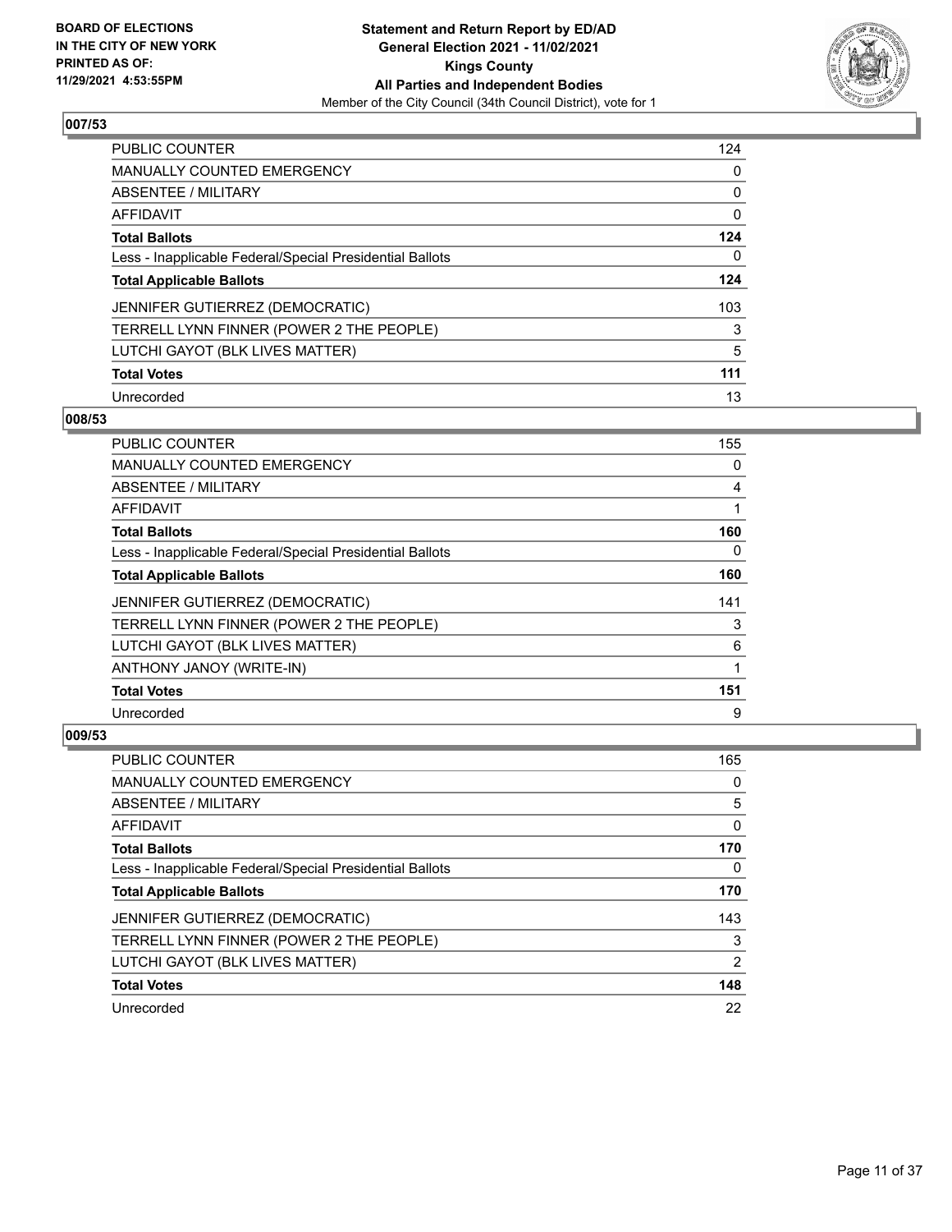## 007/53

| | |
|---|---|
| PUBLIC COUNTER | 124 |
| MANUALLY COUNTED EMERGENCY | 0 |
| ABSENTEE / MILITARY | 0 |
| AFFIDAVIT | 0 |
| **Total Ballots** | **124** |
| Less - Inapplicable Federal/Special Presidential Ballots | 0 |
| **Total Applicable Ballots** | **124** |
| JENNIFER GUTIERREZ (DEMOCRATIC) | 103 |
| TERRELL LYNN FINNER (POWER 2 THE PEOPLE) | 3 |
| LUTCHI GAYOT (BLK LIVES MATTER) | 5 |
| **Total Votes** | **111** |
| Unrecorded | 13 |

## 008/53

| | |
|---|---|
| PUBLIC COUNTER | 155 |
| MANUALLY COUNTED EMERGENCY | 0 |
| ABSENTEE / MILITARY | 4 |
| AFFIDAVIT | 1 |
| **Total Ballots** | **160** |
| Less - Inapplicable Federal/Special Presidential Ballots | 0 |
| **Total Applicable Ballots** | **160** |
| JENNIFER GUTIERREZ (DEMOCRATIC) | 141 |
| TERRELL LYNN FINNER (POWER 2 THE PEOPLE) | 3 |
| LUTCHI GAYOT (BLK LIVES MATTER) | 6 |
| ANTHONY JANOY (WRITE-IN) | 1 |
| **Total Votes** | **151** |
| Unrecorded | 9 |

## 009/53

| | |
|---|---|
| PUBLIC COUNTER | 165 |
| MANUALLY COUNTED EMERGENCY | 0 |
| ABSENTEE / MILITARY | 5 |
| AFFIDAVIT | 0 |
| **Total Ballots** | **170** |
| Less - Inapplicable Federal/Special Presidential Ballots | 0 |
| **Total Applicable Ballots** | **170** |
| JENNIFER GUTIERREZ (DEMOCRATIC) | 143 |
| TERRELL LYNN FINNER (POWER 2 THE PEOPLE) | 3 |
| LUTCHI GAYOT (BLK LIVES MATTER) | 2 |
| **Total Votes** | **148** |
| Unrecorded | 22 |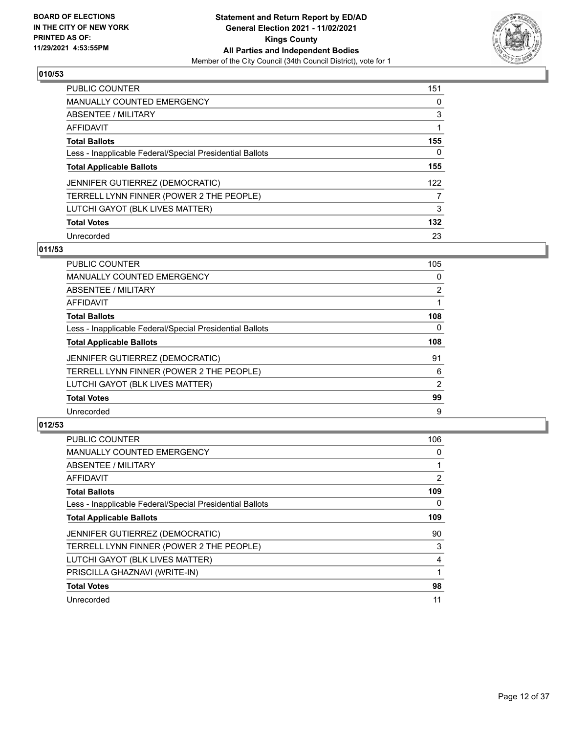**BOARD OF ELECTIONS IN THE CITY OF NEW YORK PRINTED AS OF: 11/29/2021 4:53:55PM**

**Statement and Return Report by ED/AD General Election 2021 - 11/02/2021 Kings County All Parties and Independent Bodies**

Member of the City Council (34th Council District), vote for 1

## 010/53

| | |
|---|---|
| PUBLIC COUNTER | 151 |
| MANUALLY COUNTED EMERGENCY | 0 |
| ABSENTEE / MILITARY | 3 |
| AFFIDAVIT | 1 |
| **Total Ballots** | **155** |
| Less - Inapplicable Federal/Special Presidential Ballots | 0 |
| **Total Applicable Ballots** | **155** |
| JENNIFER GUTIERREZ (DEMOCRATIC) | 122 |
| TERRELL LYNN FINNER (POWER 2 THE PEOPLE) | 7 |
| LUTCHI GAYOT (BLK LIVES MATTER) | 3 |
| **Total Votes** | **132** |
| Unrecorded | 23 |

## 011/53

| | |
|---|---|
| PUBLIC COUNTER | 105 |
| MANUALLY COUNTED EMERGENCY | 0 |
| ABSENTEE / MILITARY | 2 |
| AFFIDAVIT | 1 |
| **Total Ballots** | **108** |
| Less - Inapplicable Federal/Special Presidential Ballots | 0 |
| **Total Applicable Ballots** | **108** |
| JENNIFER GUTIERREZ (DEMOCRATIC) | 91 |
| TERRELL LYNN FINNER (POWER 2 THE PEOPLE) | 6 |
| LUTCHI GAYOT (BLK LIVES MATTER) | 2 |
| **Total Votes** | **99** |
| Unrecorded | 9 |

## 012/53

| | |
|---|---|
| PUBLIC COUNTER | 106 |
| MANUALLY COUNTED EMERGENCY | 0 |
| ABSENTEE / MILITARY | 1 |
| AFFIDAVIT | 2 |
| **Total Ballots** | **109** |
| Less - Inapplicable Federal/Special Presidential Ballots | 0 |
| **Total Applicable Ballots** | **109** |
| JENNIFER GUTIERREZ (DEMOCRATIC) | 90 |
| TERRELL LYNN FINNER (POWER 2 THE PEOPLE) | 3 |
| LUTCHI GAYOT (BLK LIVES MATTER) | 4 |
| PRISCILLA GHAZNAVI (WRITE-IN) | 1 |
| **Total Votes** | **98** |
| Unrecorded | 11 |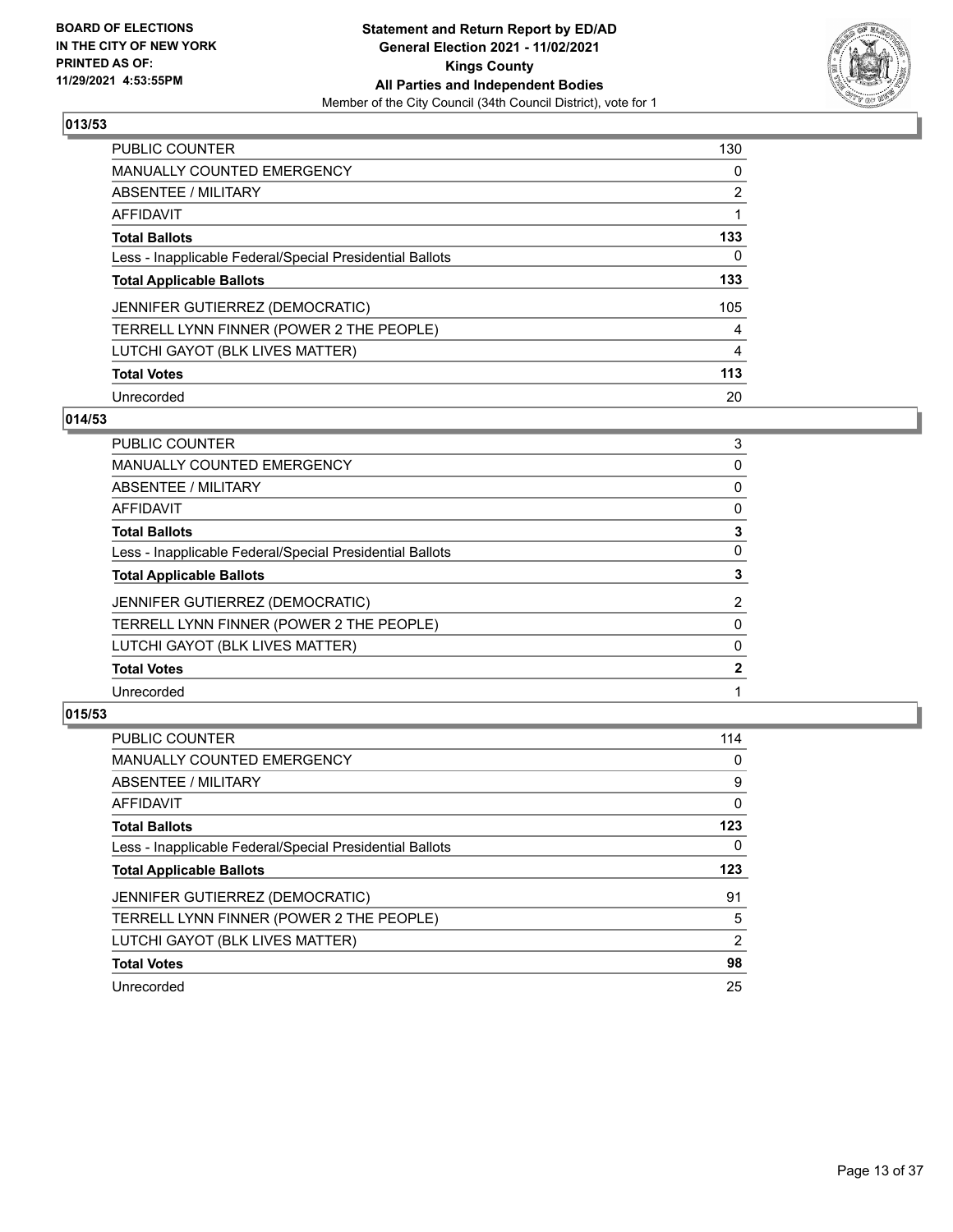**BOARD OF ELECTIONS IN THE CITY OF NEW YORK PRINTED AS OF: 11/29/2021 4:53:55PM**

**Statement and Return Report by ED/AD General Election 2021 - 11/02/2021 Kings County All Parties and Independent Bodies**

Member of the City Council (34th Council District), vote for 1

## 013/53

| | |
|---|---|
| PUBLIC COUNTER | 130 |
| MANUALLY COUNTED EMERGENCY | 0 |
| ABSENTEE / MILITARY | 2 |
| AFFIDAVIT | 1 |
| **Total Ballots** | **133** |
| Less - Inapplicable Federal/Special Presidential Ballots | 0 |
| **Total Applicable Ballots** | **133** |
| JENNIFER GUTIERREZ (DEMOCRATIC) | 105 |
| TERRELL LYNN FINNER (POWER 2 THE PEOPLE) | 4 |
| LUTCHI GAYOT (BLK LIVES MATTER) | 4 |
| **Total Votes** | **113** |
| Unrecorded | 20 |

## 014/53

| | |
|---|---|
| PUBLIC COUNTER | 3 |
| MANUALLY COUNTED EMERGENCY | 0 |
| ABSENTEE / MILITARY | 0 |
| AFFIDAVIT | 0 |
| **Total Ballots** | **3** |
| Less - Inapplicable Federal/Special Presidential Ballots | 0 |
| **Total Applicable Ballots** | **3** |
| JENNIFER GUTIERREZ (DEMOCRATIC) | 2 |
| TERRELL LYNN FINNER (POWER 2 THE PEOPLE) | 0 |
| LUTCHI GAYOT (BLK LIVES MATTER) | 0 |
| **Total Votes** | **2** |
| Unrecorded | 1 |

## 015/53

| | |
|---|---|
| PUBLIC COUNTER | 114 |
| MANUALLY COUNTED EMERGENCY | 0 |
| ABSENTEE / MILITARY | 9 |
| AFFIDAVIT | 0 |
| **Total Ballots** | **123** |
| Less - Inapplicable Federal/Special Presidential Ballots | 0 |
| **Total Applicable Ballots** | **123** |
| JENNIFER GUTIERREZ (DEMOCRATIC) | 91 |
| TERRELL LYNN FINNER (POWER 2 THE PEOPLE) | 5 |
| LUTCHI GAYOT (BLK LIVES MATTER) | 2 |
| **Total Votes** | **98** |
| Unrecorded | 25 |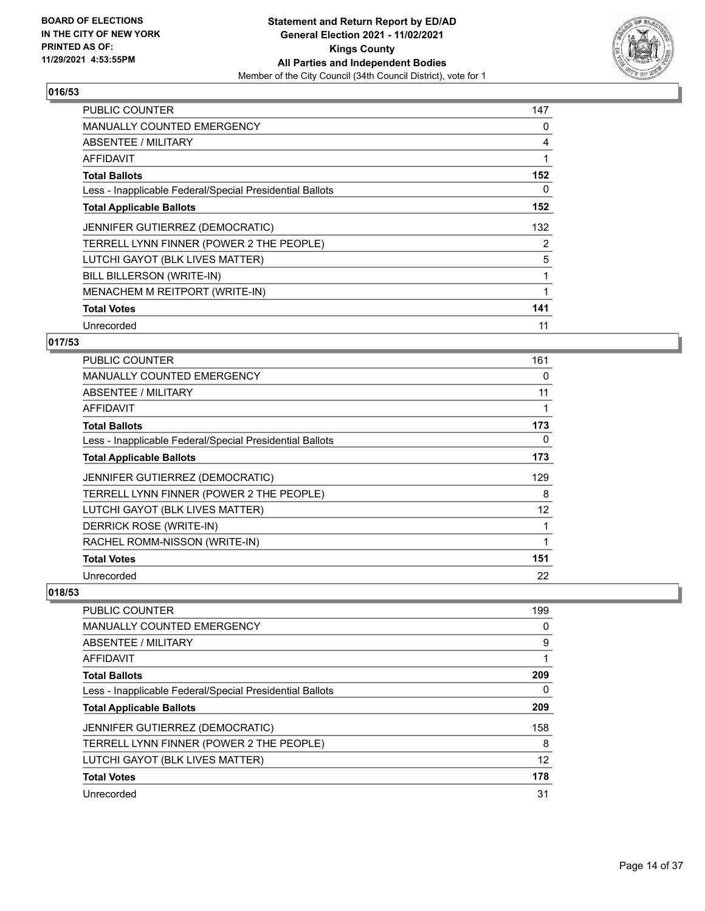**BOARD OF ELECTIONS IN THE CITY OF NEW YORK PRINTED AS OF: 11/29/2021 4:53:55PM**

**Statement and Return Report by ED/AD General Election 2021 - 11/02/2021 Kings County All Parties and Independent Bodies**

Member of the City Council (34th Council District), vote for 1

### 016/53

| | |
|---|---|
| PUBLIC COUNTER | 147 |
| MANUALLY COUNTED EMERGENCY | 0 |
| ABSENTEE / MILITARY | 4 |
| AFFIDAVIT | 1 |
| **Total Ballots** | **152** |
| Less - Inapplicable Federal/Special Presidential Ballots | 0 |
| **Total Applicable Ballots** | **152** |
| JENNIFER GUTIERREZ (DEMOCRATIC) | 132 |
| TERRELL LYNN FINNER (POWER 2 THE PEOPLE) | 2 |
| LUTCHI GAYOT (BLK LIVES MATTER) | 5 |
| BILL BILLERSON (WRITE-IN) | 1 |
| MENACHEM M REITPORT (WRITE-IN) | 1 |
| **Total Votes** | **141** |
| Unrecorded | 11 |

### 017/53

| | |
|---|---|
| PUBLIC COUNTER | 161 |
| MANUALLY COUNTED EMERGENCY | 0 |
| ABSENTEE / MILITARY | 11 |
| AFFIDAVIT | 1 |
| **Total Ballots** | **173** |
| Less - Inapplicable Federal/Special Presidential Ballots | 0 |
| **Total Applicable Ballots** | **173** |
| JENNIFER GUTIERREZ (DEMOCRATIC) | 129 |
| TERRELL LYNN FINNER (POWER 2 THE PEOPLE) | 8 |
| LUTCHI GAYOT (BLK LIVES MATTER) | 12 |
| DERRICK ROSE (WRITE-IN) | 1 |
| RACHEL ROMM-NISSON (WRITE-IN) | 1 |
| **Total Votes** | **151** |
| Unrecorded | 22 |

### 018/53

| | |
|---|---|
| PUBLIC COUNTER | 199 |
| MANUALLY COUNTED EMERGENCY | 0 |
| ABSENTEE / MILITARY | 9 |
| AFFIDAVIT | 1 |
| **Total Ballots** | **209** |
| Less - Inapplicable Federal/Special Presidential Ballots | 0 |
| **Total Applicable Ballots** | **209** |
| JENNIFER GUTIERREZ (DEMOCRATIC) | 158 |
| TERRELL LYNN FINNER (POWER 2 THE PEOPLE) | 8 |
| LUTCHI GAYOT (BLK LIVES MATTER) | 12 |
| **Total Votes** | **178** |
| Unrecorded | 31 |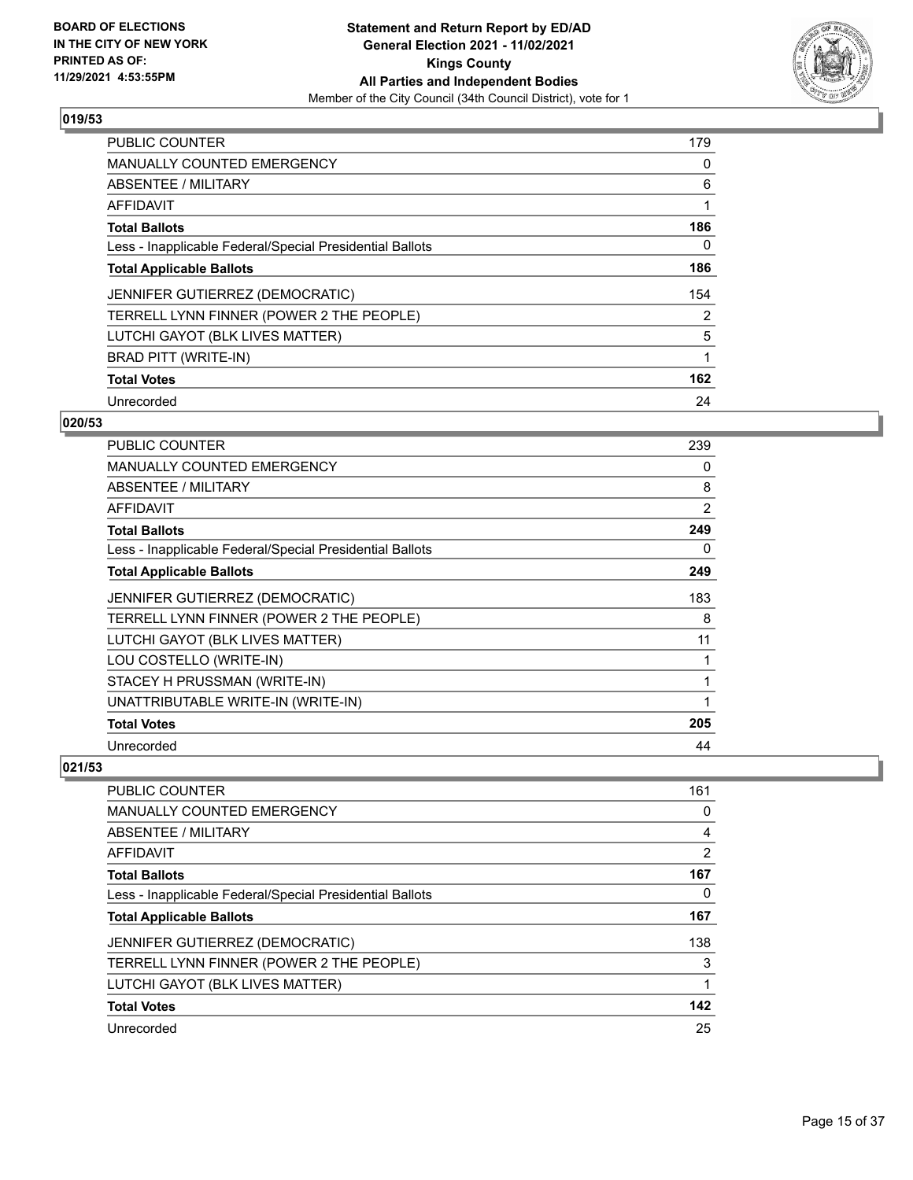## 019/53

| | |
|---|---|
| PUBLIC COUNTER | 179 |
| MANUALLY COUNTED EMERGENCY | 0 |
| ABSENTEE / MILITARY | 6 |
| AFFIDAVIT | 1 |
| **Total Ballots** | **186** |
| Less - Inapplicable Federal/Special Presidential Ballots | 0 |
| **Total Applicable Ballots** | **186** |
| JENNIFER GUTIERREZ (DEMOCRATIC) | 154 |
| TERRELL LYNN FINNER (POWER 2 THE PEOPLE) | 2 |
| LUTCHI GAYOT (BLK LIVES MATTER) | 5 |
| BRAD PITT (WRITE-IN) | 1 |
| **Total Votes** | **162** |
| Unrecorded | 24 |

## 020/53

| | |
|---|---|
| PUBLIC COUNTER | 239 |
| MANUALLY COUNTED EMERGENCY | 0 |
| ABSENTEE / MILITARY | 8 |
| AFFIDAVIT | 2 |
| **Total Ballots** | **249** |
| Less - Inapplicable Federal/Special Presidential Ballots | 0 |
| **Total Applicable Ballots** | **249** |
| JENNIFER GUTIERREZ (DEMOCRATIC) | 183 |
| TERRELL LYNN FINNER (POWER 2 THE PEOPLE) | 8 |
| LUTCHI GAYOT (BLK LIVES MATTER) | 11 |
| LOU COSTELLO (WRITE-IN) | 1 |
| STACEY H PRUSSMAN (WRITE-IN) | 1 |
| UNATTRIBUTABLE WRITE-IN (WRITE-IN) | 1 |
| **Total Votes** | **205** |
| Unrecorded | 44 |

## 021/53

| | |
|---|---|
| PUBLIC COUNTER | 161 |
| MANUALLY COUNTED EMERGENCY | 0 |
| ABSENTEE / MILITARY | 4 |
| AFFIDAVIT | 2 |
| **Total Ballots** | **167** |
| Less - Inapplicable Federal/Special Presidential Ballots | 0 |
| **Total Applicable Ballots** | **167** |
| JENNIFER GUTIERREZ (DEMOCRATIC) | 138 |
| TERRELL LYNN FINNER (POWER 2 THE PEOPLE) | 3 |
| LUTCHI GAYOT (BLK LIVES MATTER) | 1 |
| **Total Votes** | **142** |
| Unrecorded | 25 |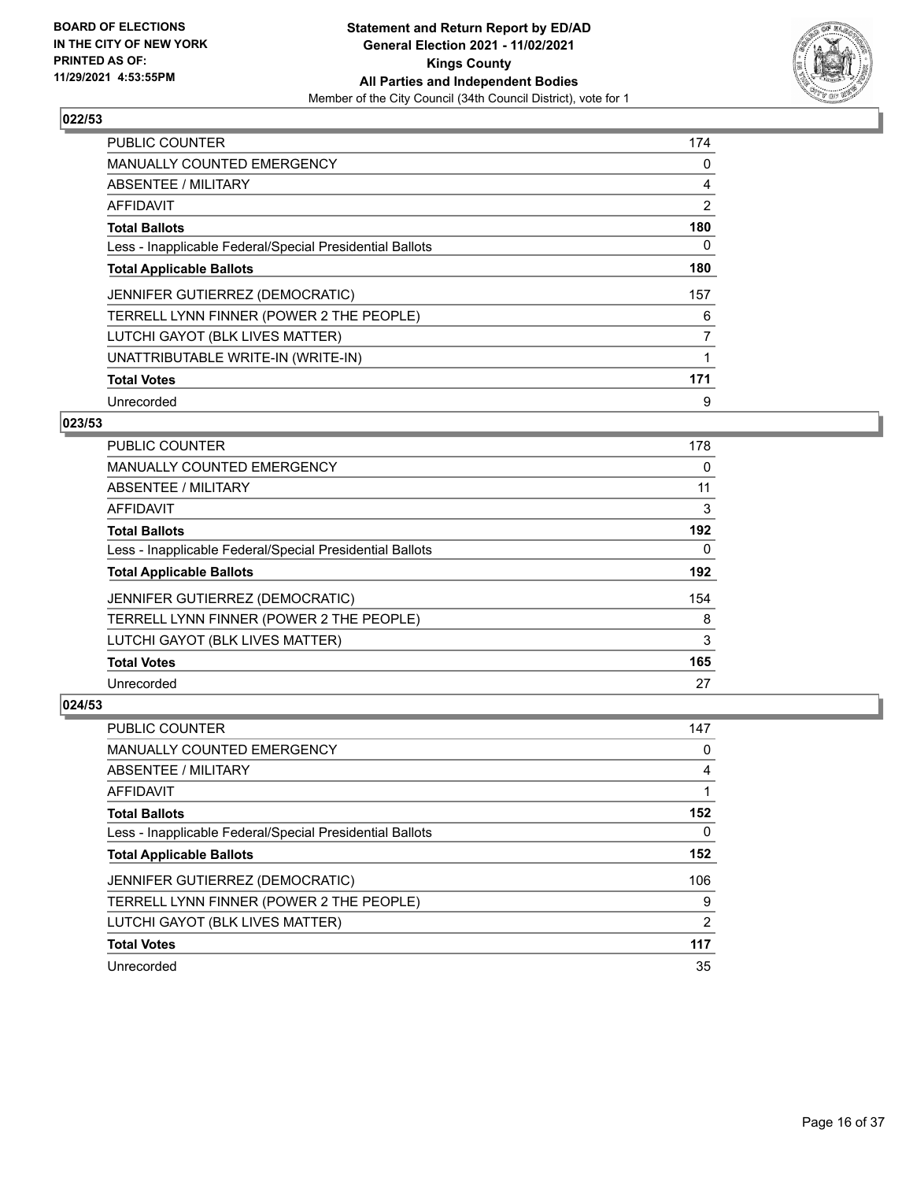## 022/53

| | |
|---|---|
| PUBLIC COUNTER | 174 |
| MANUALLY COUNTED EMERGENCY | 0 |
| ABSENTEE / MILITARY | 4 |
| AFFIDAVIT | 2 |
| **Total Ballots** | **180** |
| Less - Inapplicable Federal/Special Presidential Ballots | 0 |
| **Total Applicable Ballots** | **180** |
| JENNIFER GUTIERREZ (DEMOCRATIC) | 157 |
| TERRELL LYNN FINNER (POWER 2 THE PEOPLE) | 6 |
| LUTCHI GAYOT (BLK LIVES MATTER) | 7 |
| UNATTRIBUTABLE WRITE-IN (WRITE-IN) | 1 |
| **Total Votes** | **171** |
| Unrecorded | 9 |

## 023/53

| | |
|---|---|
| PUBLIC COUNTER | 178 |
| MANUALLY COUNTED EMERGENCY | 0 |
| ABSENTEE / MILITARY | 11 |
| AFFIDAVIT | 3 |
| **Total Ballots** | **192** |
| Less - Inapplicable Federal/Special Presidential Ballots | 0 |
| **Total Applicable Ballots** | **192** |
| JENNIFER GUTIERREZ (DEMOCRATIC) | 154 |
| TERRELL LYNN FINNER (POWER 2 THE PEOPLE) | 8 |
| LUTCHI GAYOT (BLK LIVES MATTER) | 3 |
| **Total Votes** | **165** |
| Unrecorded | 27 |

## 024/53

| | |
|---|---|
| PUBLIC COUNTER | 147 |
| MANUALLY COUNTED EMERGENCY | 0 |
| ABSENTEE / MILITARY | 4 |
| AFFIDAVIT | 1 |
| **Total Ballots** | **152** |
| Less - Inapplicable Federal/Special Presidential Ballots | 0 |
| **Total Applicable Ballots** | **152** |
| JENNIFER GUTIERREZ (DEMOCRATIC) | 106 |
| TERRELL LYNN FINNER (POWER 2 THE PEOPLE) | 9 |
| LUTCHI GAYOT (BLK LIVES MATTER) | 2 |
| **Total Votes** | **117** |
| Unrecorded | 35 |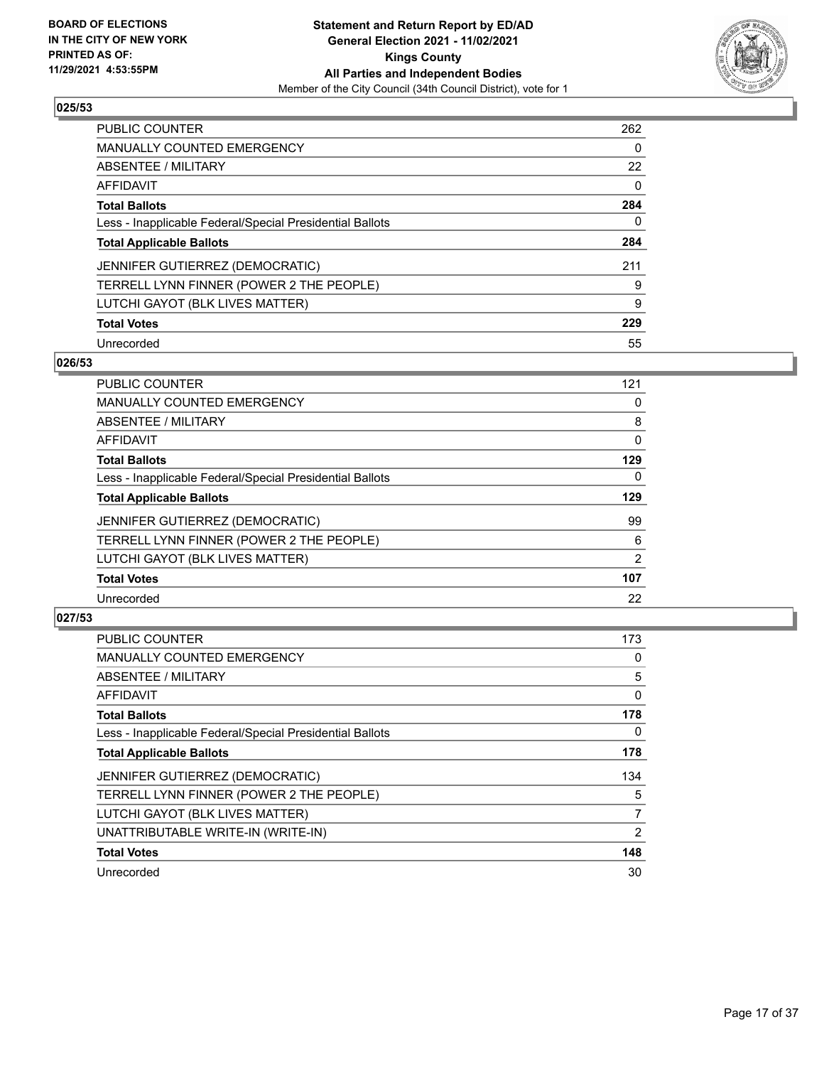**BOARD OF ELECTIONS IN THE CITY OF NEW YORK PRINTED AS OF: 11/29/2021 4:53:55PM**

**Statement and Return Report by ED/AD General Election 2021 - 11/02/2021 Kings County All Parties and Independent Bodies**
Member of the City Council (34th Council District), vote for 1

### 025/53

| | |
|---|---|
| PUBLIC COUNTER | 262 |
| MANUALLY COUNTED EMERGENCY | 0 |
| ABSENTEE / MILITARY | 22 |
| AFFIDAVIT | 0 |
| **Total Ballots** | **284** |
| Less - Inapplicable Federal/Special Presidential Ballots | 0 |
| **Total Applicable Ballots** | **284** |
| JENNIFER GUTIERREZ (DEMOCRATIC) | 211 |
| TERRELL LYNN FINNER (POWER 2 THE PEOPLE) | 9 |
| LUTCHI GAYOT (BLK LIVES MATTER) | 9 |
| **Total Votes** | **229** |
| Unrecorded | 55 |

### 026/53

| | |
|---|---|
| PUBLIC COUNTER | 121 |
| MANUALLY COUNTED EMERGENCY | 0 |
| ABSENTEE / MILITARY | 8 |
| AFFIDAVIT | 0 |
| **Total Ballots** | **129** |
| Less - Inapplicable Federal/Special Presidential Ballots | 0 |
| **Total Applicable Ballots** | **129** |
| JENNIFER GUTIERREZ (DEMOCRATIC) | 99 |
| TERRELL LYNN FINNER (POWER 2 THE PEOPLE) | 6 |
| LUTCHI GAYOT (BLK LIVES MATTER) | 2 |
| **Total Votes** | **107** |
| Unrecorded | 22 |

### 027/53

| | |
|---|---|
| PUBLIC COUNTER | 173 |
| MANUALLY COUNTED EMERGENCY | 0 |
| ABSENTEE / MILITARY | 5 |
| AFFIDAVIT | 0 |
| **Total Ballots** | **178** |
| Less - Inapplicable Federal/Special Presidential Ballots | 0 |
| **Total Applicable Ballots** | **178** |
| JENNIFER GUTIERREZ (DEMOCRATIC) | 134 |
| TERRELL LYNN FINNER (POWER 2 THE PEOPLE) | 5 |
| LUTCHI GAYOT (BLK LIVES MATTER) | 7 |
| UNATTRIBUTABLE WRITE-IN (WRITE-IN) | 2 |
| **Total Votes** | **148** |
| Unrecorded | 30 |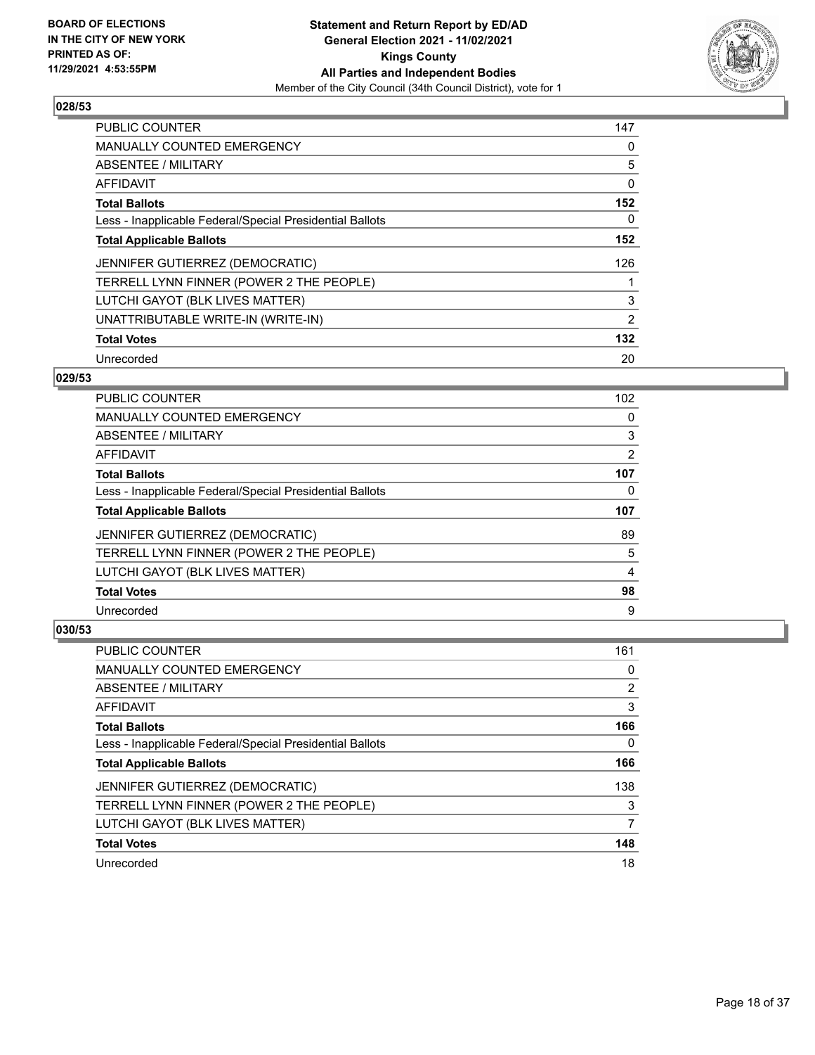**Statement and Return Report by ED/AD**
**General Election 2021 - 11/02/2021**
**Kings County**
**All Parties and Independent Bodies**
Member of the City Council (34th Council District), vote for 1

BOARD OF ELECTIONS IN THE CITY OF NEW YORK PRINTED AS OF: 11/29/2021 4:53:55PM

### 028/53

| | |
|---|---|
| PUBLIC COUNTER | 147 |
| MANUALLY COUNTED EMERGENCY | 0 |
| ABSENTEE / MILITARY | 5 |
| AFFIDAVIT | 0 |
| **Total Ballots** | **152** |
| Less - Inapplicable Federal/Special Presidential Ballots | 0 |
| **Total Applicable Ballots** | **152** |
| JENNIFER GUTIERREZ (DEMOCRATIC) | 126 |
| TERRELL LYNN FINNER (POWER 2 THE PEOPLE) | 1 |
| LUTCHI GAYOT (BLK LIVES MATTER) | 3 |
| UNATTRIBUTABLE WRITE-IN (WRITE-IN) | 2 |
| **Total Votes** | **132** |
| Unrecorded | 20 |

### 029/53

| | |
|---|---|
| PUBLIC COUNTER | 102 |
| MANUALLY COUNTED EMERGENCY | 0 |
| ABSENTEE / MILITARY | 3 |
| AFFIDAVIT | 2 |
| **Total Ballots** | **107** |
| Less - Inapplicable Federal/Special Presidential Ballots | 0 |
| **Total Applicable Ballots** | **107** |
| JENNIFER GUTIERREZ (DEMOCRATIC) | 89 |
| TERRELL LYNN FINNER (POWER 2 THE PEOPLE) | 5 |
| LUTCHI GAYOT (BLK LIVES MATTER) | 4 |
| **Total Votes** | **98** |
| Unrecorded | 9 |

### 030/53

| | |
|---|---|
| PUBLIC COUNTER | 161 |
| MANUALLY COUNTED EMERGENCY | 0 |
| ABSENTEE / MILITARY | 2 |
| AFFIDAVIT | 3 |
| **Total Ballots** | **166** |
| Less - Inapplicable Federal/Special Presidential Ballots | 0 |
| **Total Applicable Ballots** | **166** |
| JENNIFER GUTIERREZ (DEMOCRATIC) | 138 |
| TERRELL LYNN FINNER (POWER 2 THE PEOPLE) | 3 |
| LUTCHI GAYOT (BLK LIVES MATTER) | 7 |
| **Total Votes** | **148** |
| Unrecorded | 18 |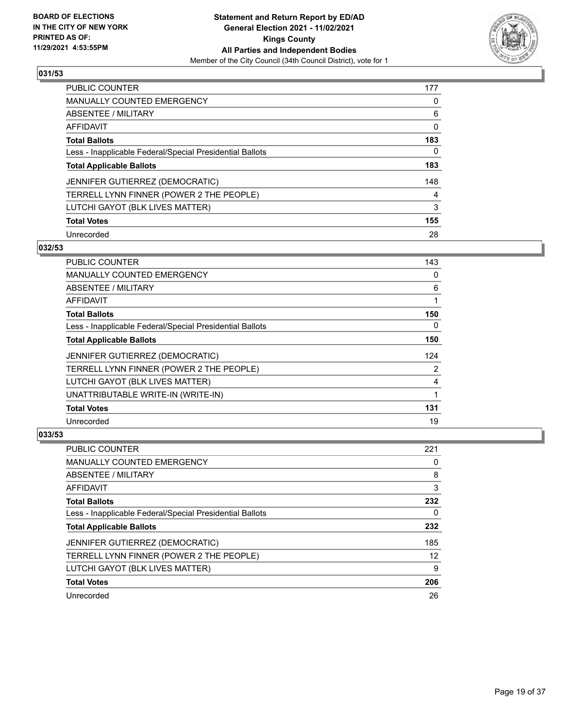**BOARD OF ELECTIONS IN THE CITY OF NEW YORK PRINTED AS OF: 11/29/2021 4:53:55PM**

**Statement and Return Report by ED/AD General Election 2021 - 11/02/2021 Kings County All Parties and Independent Bodies**

Member of the City Council (34th Council District), vote for 1

### 031/53

| | |
|---|---|
| PUBLIC COUNTER | 177 |
| MANUALLY COUNTED EMERGENCY | 0 |
| ABSENTEE / MILITARY | 6 |
| AFFIDAVIT | 0 |
| **Total Ballots** | **183** |
| Less - Inapplicable Federal/Special Presidential Ballots | 0 |
| **Total Applicable Ballots** | **183** |
| JENNIFER GUTIERREZ (DEMOCRATIC) | 148 |
| TERRELL LYNN FINNER (POWER 2 THE PEOPLE) | 4 |
| LUTCHI GAYOT (BLK LIVES MATTER) | 3 |
| **Total Votes** | **155** |
| Unrecorded | 28 |

### 032/53

| | |
|---|---|
| PUBLIC COUNTER | 143 |
| MANUALLY COUNTED EMERGENCY | 0 |
| ABSENTEE / MILITARY | 6 |
| AFFIDAVIT | 1 |
| **Total Ballots** | **150** |
| Less - Inapplicable Federal/Special Presidential Ballots | 0 |
| **Total Applicable Ballots** | **150** |
| JENNIFER GUTIERREZ (DEMOCRATIC) | 124 |
| TERRELL LYNN FINNER (POWER 2 THE PEOPLE) | 2 |
| LUTCHI GAYOT (BLK LIVES MATTER) | 4 |
| UNATTRIBUTABLE WRITE-IN (WRITE-IN) | 1 |
| **Total Votes** | **131** |
| Unrecorded | 19 |

### 033/53

| | |
|---|---|
| PUBLIC COUNTER | 221 |
| MANUALLY COUNTED EMERGENCY | 0 |
| ABSENTEE / MILITARY | 8 |
| AFFIDAVIT | 3 |
| **Total Ballots** | **232** |
| Less - Inapplicable Federal/Special Presidential Ballots | 0 |
| **Total Applicable Ballots** | **232** |
| JENNIFER GUTIERREZ (DEMOCRATIC) | 185 |
| TERRELL LYNN FINNER (POWER 2 THE PEOPLE) | 12 |
| LUTCHI GAYOT (BLK LIVES MATTER) | 9 |
| **Total Votes** | **206** |
| Unrecorded | 26 |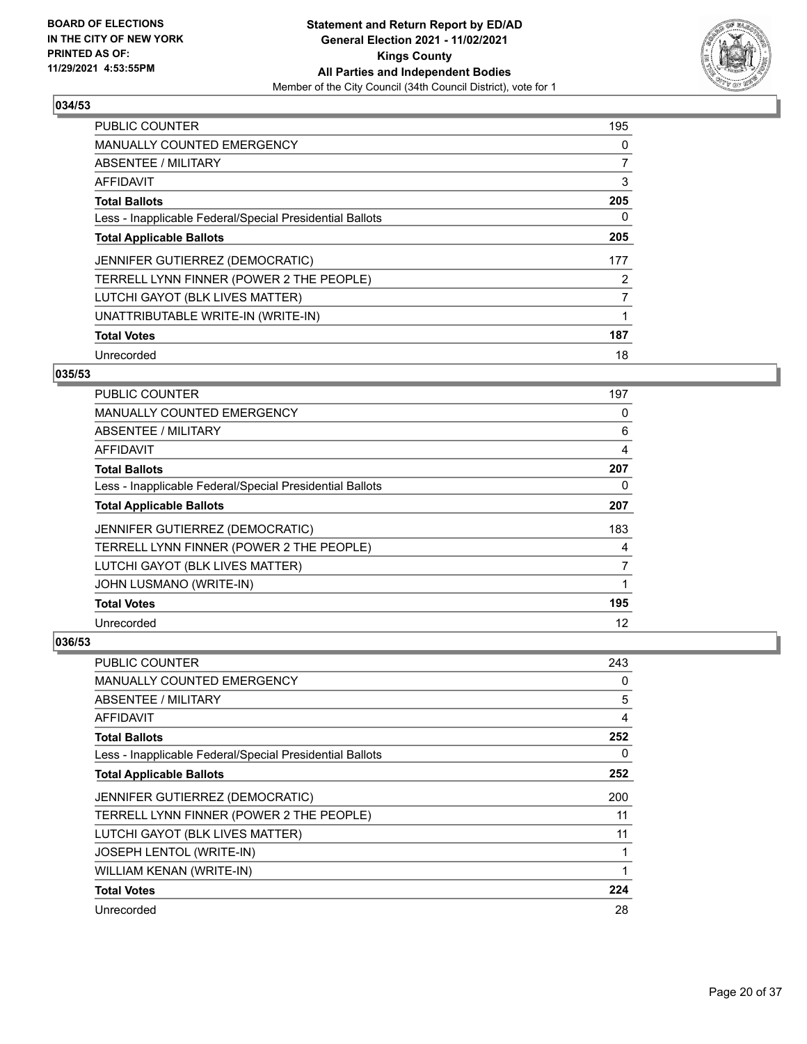## 034/53

| | |
|---|---|
| PUBLIC COUNTER | 195 |
| MANUALLY COUNTED EMERGENCY | 0 |
| ABSENTEE / MILITARY | 7 |
| AFFIDAVIT | 3 |
| **Total Ballots** | **205** |
| Less - Inapplicable Federal/Special Presidential Ballots | 0 |
| **Total Applicable Ballots** | **205** |
| JENNIFER GUTIERREZ (DEMOCRATIC) | 177 |
| TERRELL LYNN FINNER (POWER 2 THE PEOPLE) | 2 |
| LUTCHI GAYOT (BLK LIVES MATTER) | 7 |
| UNATTRIBUTABLE WRITE-IN (WRITE-IN) | 1 |
| **Total Votes** | **187** |
| Unrecorded | 18 |

## 035/53

| | |
|---|---|
| PUBLIC COUNTER | 197 |
| MANUALLY COUNTED EMERGENCY | 0 |
| ABSENTEE / MILITARY | 6 |
| AFFIDAVIT | 4 |
| **Total Ballots** | **207** |
| Less - Inapplicable Federal/Special Presidential Ballots | 0 |
| **Total Applicable Ballots** | **207** |
| JENNIFER GUTIERREZ (DEMOCRATIC) | 183 |
| TERRELL LYNN FINNER (POWER 2 THE PEOPLE) | 4 |
| LUTCHI GAYOT (BLK LIVES MATTER) | 7 |
| JOHN LUSMANO (WRITE-IN) | 1 |
| **Total Votes** | **195** |
| Unrecorded | 12 |

## 036/53

| | |
|---|---|
| PUBLIC COUNTER | 243 |
| MANUALLY COUNTED EMERGENCY | 0 |
| ABSENTEE / MILITARY | 5 |
| AFFIDAVIT | 4 |
| **Total Ballots** | **252** |
| Less - Inapplicable Federal/Special Presidential Ballots | 0 |
| **Total Applicable Ballots** | **252** |
| JENNIFER GUTIERREZ (DEMOCRATIC) | 200 |
| TERRELL LYNN FINNER (POWER 2 THE PEOPLE) | 11 |
| LUTCHI GAYOT (BLK LIVES MATTER) | 11 |
| JOSEPH LENTOL (WRITE-IN) | 1 |
| WILLIAM KENAN (WRITE-IN) | 1 |
| **Total Votes** | **224** |
| Unrecorded | 28 |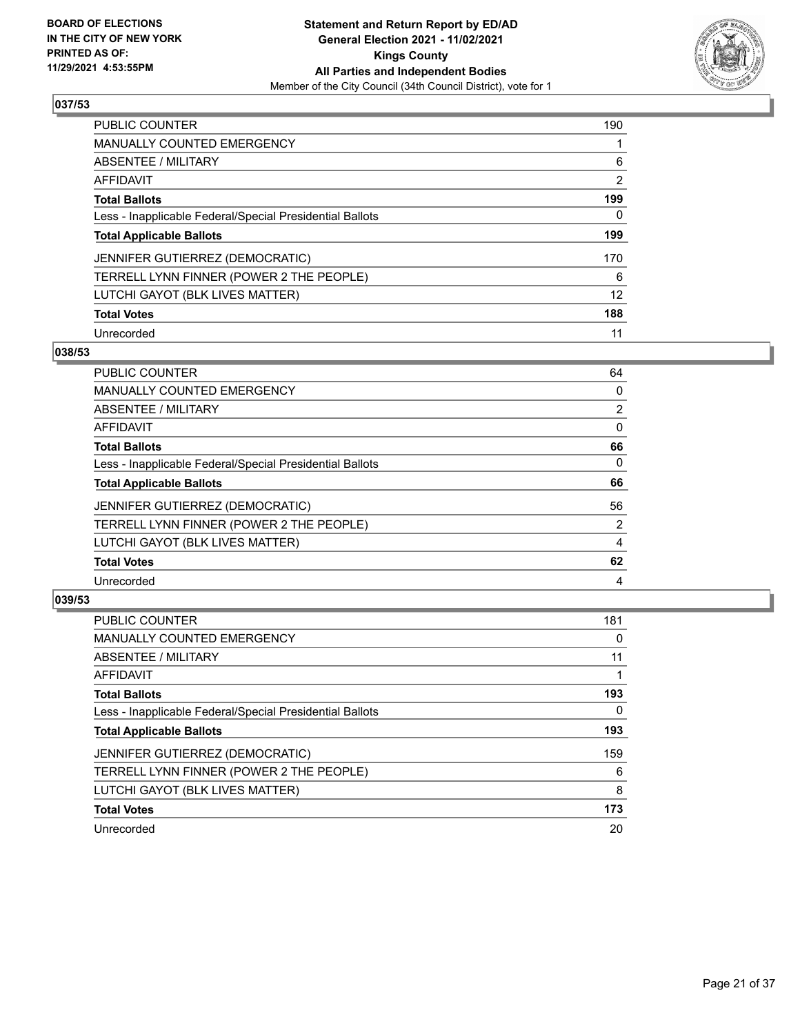**BOARD OF ELECTIONS IN THE CITY OF NEW YORK PRINTED AS OF: 11/29/2021 4:53:55PM**

**Statement and Return Report by ED/AD General Election 2021 - 11/02/2021 Kings County All Parties and Independent Bodies**

Member of the City Council (34th Council District), vote for 1

### 037/53

| | |
|---|---|
| PUBLIC COUNTER | 190 |
| MANUALLY COUNTED EMERGENCY | 1 |
| ABSENTEE / MILITARY | 6 |
| AFFIDAVIT | 2 |
| **Total Ballots** | **199** |
| Less - Inapplicable Federal/Special Presidential Ballots | 0 |
| **Total Applicable Ballots** | **199** |
| JENNIFER GUTIERREZ (DEMOCRATIC) | 170 |
| TERRELL LYNN FINNER (POWER 2 THE PEOPLE) | 6 |
| LUTCHI GAYOT (BLK LIVES MATTER) | 12 |
| **Total Votes** | **188** |
| Unrecorded | 11 |

### 038/53

| | |
|---|---|
| PUBLIC COUNTER | 64 |
| MANUALLY COUNTED EMERGENCY | 0 |
| ABSENTEE / MILITARY | 2 |
| AFFIDAVIT | 0 |
| **Total Ballots** | **66** |
| Less - Inapplicable Federal/Special Presidential Ballots | 0 |
| **Total Applicable Ballots** | **66** |
| JENNIFER GUTIERREZ (DEMOCRATIC) | 56 |
| TERRELL LYNN FINNER (POWER 2 THE PEOPLE) | 2 |
| LUTCHI GAYOT (BLK LIVES MATTER) | 4 |
| **Total Votes** | **62** |
| Unrecorded | 4 |

### 039/53

| | |
|---|---|
| PUBLIC COUNTER | 181 |
| MANUALLY COUNTED EMERGENCY | 0 |
| ABSENTEE / MILITARY | 11 |
| AFFIDAVIT | 1 |
| **Total Ballots** | **193** |
| Less - Inapplicable Federal/Special Presidential Ballots | 0 |
| **Total Applicable Ballots** | **193** |
| JENNIFER GUTIERREZ (DEMOCRATIC) | 159 |
| TERRELL LYNN FINNER (POWER 2 THE PEOPLE) | 6 |
| LUTCHI GAYOT (BLK LIVES MATTER) | 8 |
| **Total Votes** | **173** |
| Unrecorded | 20 |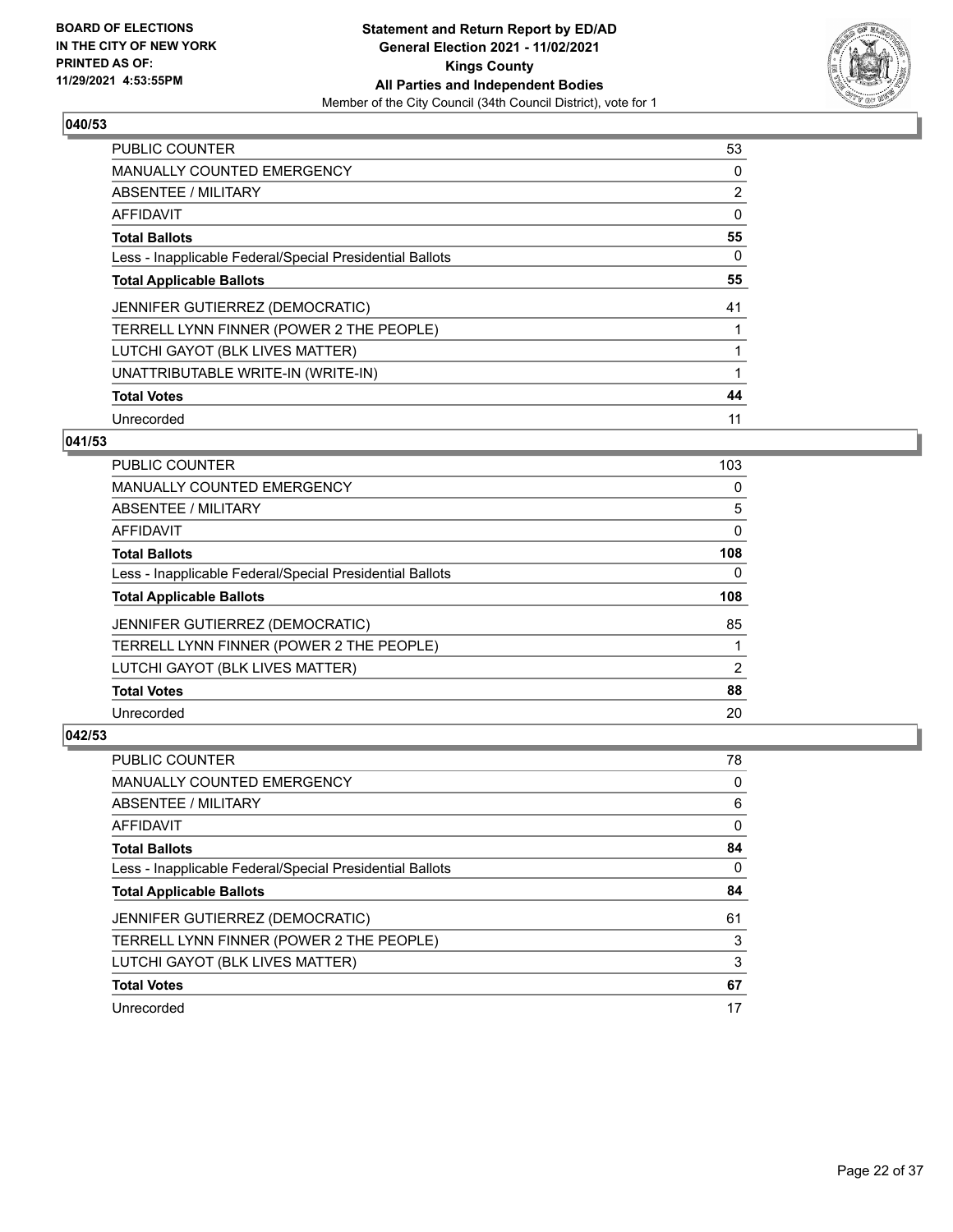**BOARD OF ELECTIONS IN THE CITY OF NEW YORK PRINTED AS OF: 11/29/2021 4:53:55PM**

**Statement and Return Report by ED/AD General Election 2021 - 11/02/2021 Kings County All Parties and Independent Bodies**

Member of the City Council (34th Council District), vote for 1

### 040/53

| | |
|---|---|
| PUBLIC COUNTER | 53 |
| MANUALLY COUNTED EMERGENCY | 0 |
| ABSENTEE / MILITARY | 2 |
| AFFIDAVIT | 0 |
| **Total Ballots** | **55** |
| Less - Inapplicable Federal/Special Presidential Ballots | 0 |
| **Total Applicable Ballots** | **55** |
| JENNIFER GUTIERREZ (DEMOCRATIC) | 41 |
| TERRELL LYNN FINNER (POWER 2 THE PEOPLE) | 1 |
| LUTCHI GAYOT (BLK LIVES MATTER) | 1 |
| UNATTRIBUTABLE WRITE-IN (WRITE-IN) | 1 |
| **Total Votes** | **44** |
| Unrecorded | 11 |

### 041/53

| | |
|---|---|
| PUBLIC COUNTER | 103 |
| MANUALLY COUNTED EMERGENCY | 0 |
| ABSENTEE / MILITARY | 5 |
| AFFIDAVIT | 0 |
| **Total Ballots** | **108** |
| Less - Inapplicable Federal/Special Presidential Ballots | 0 |
| **Total Applicable Ballots** | **108** |
| JENNIFER GUTIERREZ (DEMOCRATIC) | 85 |
| TERRELL LYNN FINNER (POWER 2 THE PEOPLE) | 1 |
| LUTCHI GAYOT (BLK LIVES MATTER) | 2 |
| **Total Votes** | **88** |
| Unrecorded | 20 |

### 042/53

| | |
|---|---|
| PUBLIC COUNTER | 78 |
| MANUALLY COUNTED EMERGENCY | 0 |
| ABSENTEE / MILITARY | 6 |
| AFFIDAVIT | 0 |
| **Total Ballots** | **84** |
| Less - Inapplicable Federal/Special Presidential Ballots | 0 |
| **Total Applicable Ballots** | **84** |
| JENNIFER GUTIERREZ (DEMOCRATIC) | 61 |
| TERRELL LYNN FINNER (POWER 2 THE PEOPLE) | 3 |
| LUTCHI GAYOT (BLK LIVES MATTER) | 3 |
| **Total Votes** | **67** |
| Unrecorded | 17 |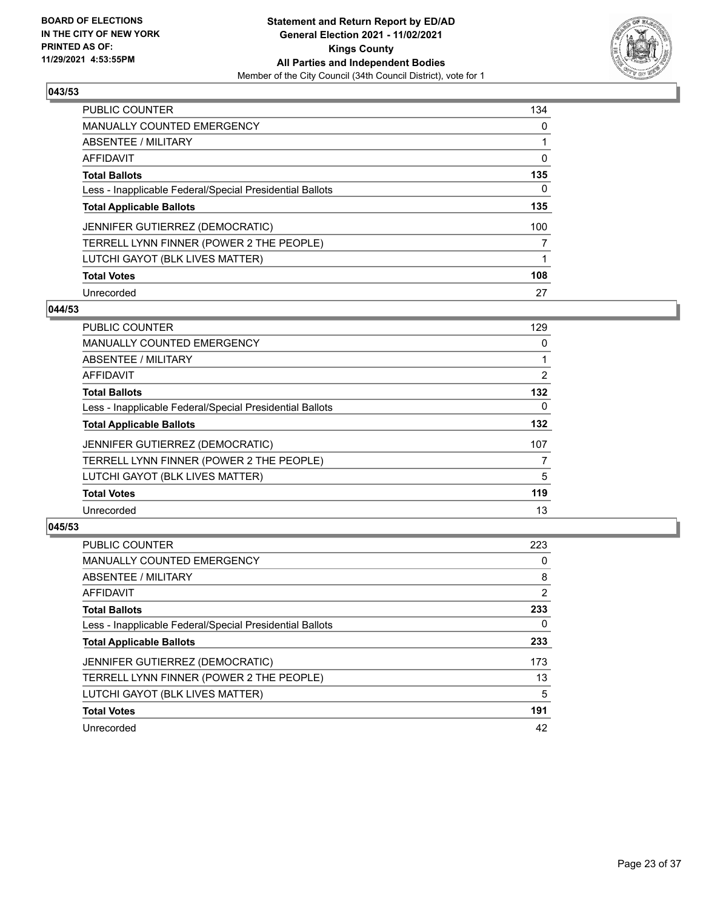**BOARD OF ELECTIONS IN THE CITY OF NEW YORK PRINTED AS OF: 11/29/2021 4:53:55PM**

**Statement and Return Report by ED/AD General Election 2021 - 11/02/2021 Kings County All Parties and Independent Bodies**
Member of the City Council (34th Council District), vote for 1

### 043/53

| | |
|---|---|
| PUBLIC COUNTER | 134 |
| MANUALLY COUNTED EMERGENCY | 0 |
| ABSENTEE / MILITARY | 1 |
| AFFIDAVIT | 0 |
| **Total Ballots** | **135** |
| Less - Inapplicable Federal/Special Presidential Ballots | 0 |
| **Total Applicable Ballots** | **135** |
| JENNIFER GUTIERREZ (DEMOCRATIC) | 100 |
| TERRELL LYNN FINNER (POWER 2 THE PEOPLE) | 7 |
| LUTCHI GAYOT (BLK LIVES MATTER) | 1 |
| **Total Votes** | **108** |
| Unrecorded | 27 |

### 044/53

| | |
|---|---|
| PUBLIC COUNTER | 129 |
| MANUALLY COUNTED EMERGENCY | 0 |
| ABSENTEE / MILITARY | 1 |
| AFFIDAVIT | 2 |
| **Total Ballots** | **132** |
| Less - Inapplicable Federal/Special Presidential Ballots | 0 |
| **Total Applicable Ballots** | **132** |
| JENNIFER GUTIERREZ (DEMOCRATIC) | 107 |
| TERRELL LYNN FINNER (POWER 2 THE PEOPLE) | 7 |
| LUTCHI GAYOT (BLK LIVES MATTER) | 5 |
| **Total Votes** | **119** |
| Unrecorded | 13 |

### 045/53

| | |
|---|---|
| PUBLIC COUNTER | 223 |
| MANUALLY COUNTED EMERGENCY | 0 |
| ABSENTEE / MILITARY | 8 |
| AFFIDAVIT | 2 |
| **Total Ballots** | **233** |
| Less - Inapplicable Federal/Special Presidential Ballots | 0 |
| **Total Applicable Ballots** | **233** |
| JENNIFER GUTIERREZ (DEMOCRATIC) | 173 |
| TERRELL LYNN FINNER (POWER 2 THE PEOPLE) | 13 |
| LUTCHI GAYOT (BLK LIVES MATTER) | 5 |
| **Total Votes** | **191** |
| Unrecorded | 42 |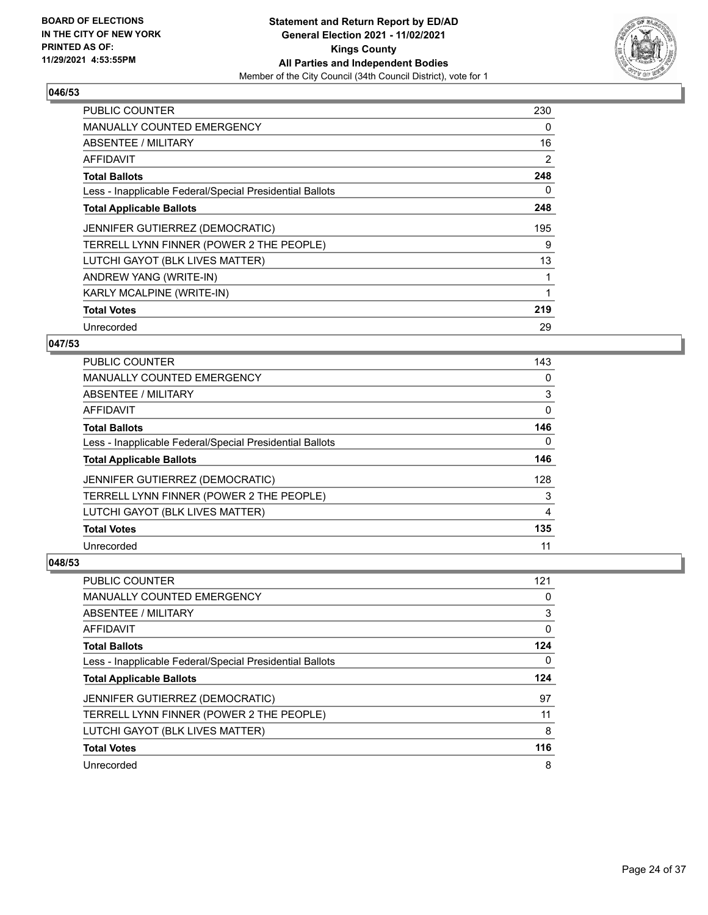### 046/53

| | |
|---|---|
| PUBLIC COUNTER | 230 |
| MANUALLY COUNTED EMERGENCY | 0 |
| ABSENTEE / MILITARY | 16 |
| AFFIDAVIT | 2 |
| **Total Ballots** | **248** |
| Less - Inapplicable Federal/Special Presidential Ballots | 0 |
| **Total Applicable Ballots** | **248** |
| JENNIFER GUTIERREZ (DEMOCRATIC) | 195 |
| TERRELL LYNN FINNER (POWER 2 THE PEOPLE) | 9 |
| LUTCHI GAYOT (BLK LIVES MATTER) | 13 |
| ANDREW YANG (WRITE-IN) | 1 |
| KARLY MCALPINE (WRITE-IN) | 1 |
| **Total Votes** | **219** |
| Unrecorded | 29 |

### 047/53

| | |
|---|---|
| PUBLIC COUNTER | 143 |
| MANUALLY COUNTED EMERGENCY | 0 |
| ABSENTEE / MILITARY | 3 |
| AFFIDAVIT | 0 |
| **Total Ballots** | **146** |
| Less - Inapplicable Federal/Special Presidential Ballots | 0 |
| **Total Applicable Ballots** | **146** |
| JENNIFER GUTIERREZ (DEMOCRATIC) | 128 |
| TERRELL LYNN FINNER (POWER 2 THE PEOPLE) | 3 |
| LUTCHI GAYOT (BLK LIVES MATTER) | 4 |
| **Total Votes** | **135** |
| Unrecorded | 11 |

### 048/53

| | |
|---|---|
| PUBLIC COUNTER | 121 |
| MANUALLY COUNTED EMERGENCY | 0 |
| ABSENTEE / MILITARY | 3 |
| AFFIDAVIT | 0 |
| **Total Ballots** | **124** |
| Less - Inapplicable Federal/Special Presidential Ballots | 0 |
| **Total Applicable Ballots** | **124** |
| JENNIFER GUTIERREZ (DEMOCRATIC) | 97 |
| TERRELL LYNN FINNER (POWER 2 THE PEOPLE) | 11 |
| LUTCHI GAYOT (BLK LIVES MATTER) | 8 |
| **Total Votes** | **116** |
| Unrecorded | 8 |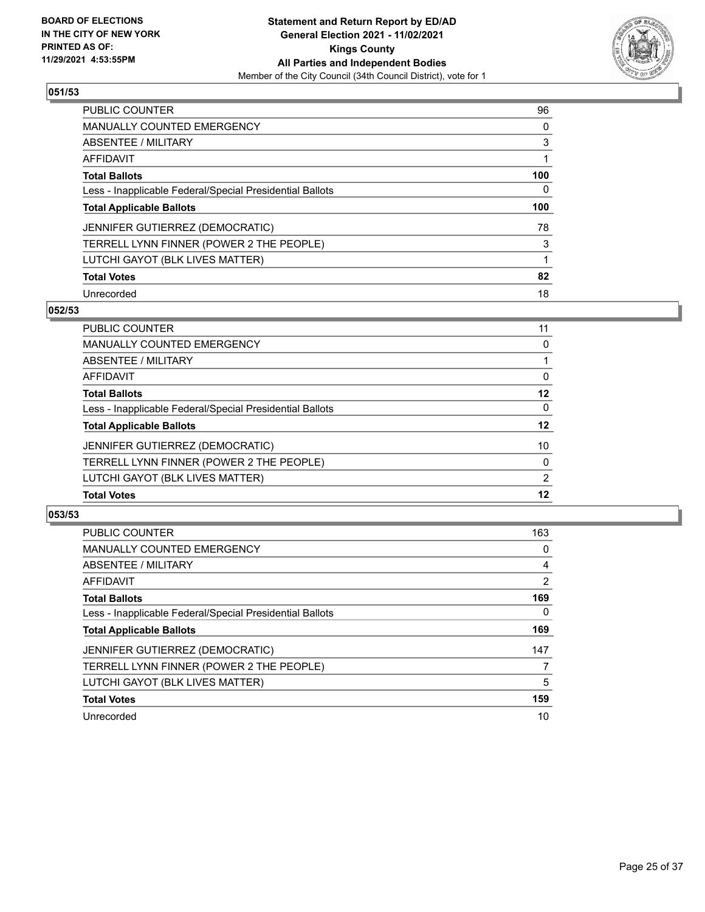**BOARD OF ELECTIONS IN THE CITY OF NEW YORK PRINTED AS OF: 11/29/2021 4:53:55PM**

**Statement and Return Report by ED/AD General Election 2021 - 11/02/2021 Kings County All Parties and Independent Bodies**

Member of the City Council (34th Council District), vote for 1

### 051/53

| | |
|---|---|
| PUBLIC COUNTER | 96 |
| MANUALLY COUNTED EMERGENCY | 0 |
| ABSENTEE / MILITARY | 3 |
| AFFIDAVIT | 1 |
| **Total Ballots** | **100** |
| Less - Inapplicable Federal/Special Presidential Ballots | 0 |
| **Total Applicable Ballots** | **100** |
| JENNIFER GUTIERREZ (DEMOCRATIC) | 78 |
| TERRELL LYNN FINNER (POWER 2 THE PEOPLE) | 3 |
| LUTCHI GAYOT (BLK LIVES MATTER) | 1 |
| **Total Votes** | **82** |
| Unrecorded | 18 |

### 052/53

| | |
|---|---|
| PUBLIC COUNTER | 11 |
| MANUALLY COUNTED EMERGENCY | 0 |
| ABSENTEE / MILITARY | 1 |
| AFFIDAVIT | 0 |
| **Total Ballots** | **12** |
| Less - Inapplicable Federal/Special Presidential Ballots | 0 |
| **Total Applicable Ballots** | **12** |
| JENNIFER GUTIERREZ (DEMOCRATIC) | 10 |
| TERRELL LYNN FINNER (POWER 2 THE PEOPLE) | 0 |
| LUTCHI GAYOT (BLK LIVES MATTER) | 2 |
| **Total Votes** | **12** |

### 053/53

| | |
|---|---|
| PUBLIC COUNTER | 163 |
| MANUALLY COUNTED EMERGENCY | 0 |
| ABSENTEE / MILITARY | 4 |
| AFFIDAVIT | 2 |
| **Total Ballots** | **169** |
| Less - Inapplicable Federal/Special Presidential Ballots | 0 |
| **Total Applicable Ballots** | **169** |
| JENNIFER GUTIERREZ (DEMOCRATIC) | 147 |
| TERRELL LYNN FINNER (POWER 2 THE PEOPLE) | 7 |
| LUTCHI GAYOT (BLK LIVES MATTER) | 5 |
| **Total Votes** | **159** |
| Unrecorded | 10 |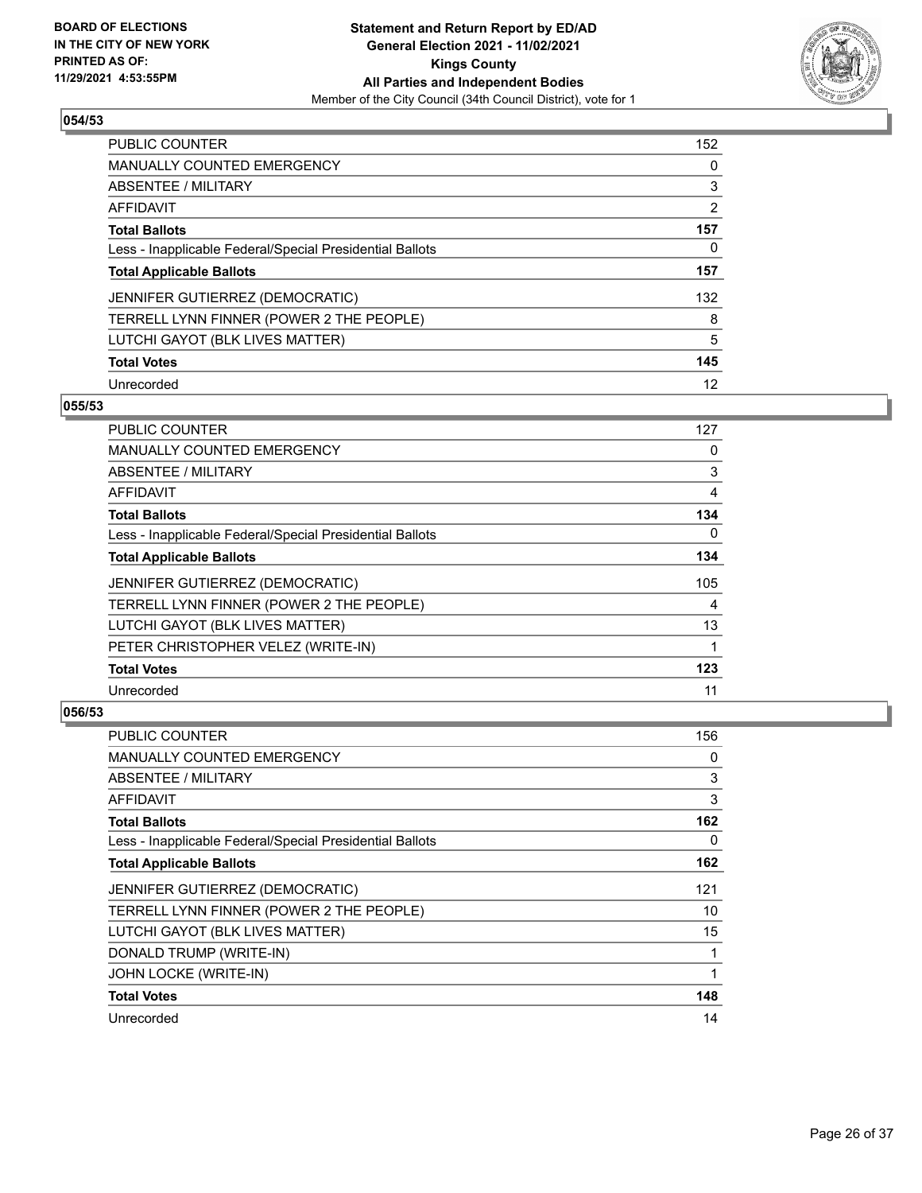## 054/53

| | |
|---|---|
| PUBLIC COUNTER | 152 |
| MANUALLY COUNTED EMERGENCY | 0 |
| ABSENTEE / MILITARY | 3 |
| AFFIDAVIT | 2 |
| **Total Ballots** | **157** |
| Less - Inapplicable Federal/Special Presidential Ballots | 0 |
| **Total Applicable Ballots** | **157** |
| JENNIFER GUTIERREZ (DEMOCRATIC) | 132 |
| TERRELL LYNN FINNER (POWER 2 THE PEOPLE) | 8 |
| LUTCHI GAYOT (BLK LIVES MATTER) | 5 |
| **Total Votes** | **145** |
| Unrecorded | 12 |

## 055/53

| | |
|---|---|
| PUBLIC COUNTER | 127 |
| MANUALLY COUNTED EMERGENCY | 0 |
| ABSENTEE / MILITARY | 3 |
| AFFIDAVIT | 4 |
| **Total Ballots** | **134** |
| Less - Inapplicable Federal/Special Presidential Ballots | 0 |
| **Total Applicable Ballots** | **134** |
| JENNIFER GUTIERREZ (DEMOCRATIC) | 105 |
| TERRELL LYNN FINNER (POWER 2 THE PEOPLE) | 4 |
| LUTCHI GAYOT (BLK LIVES MATTER) | 13 |
| PETER CHRISTOPHER VELEZ (WRITE-IN) | 1 |
| **Total Votes** | **123** |
| Unrecorded | 11 |

## 056/53

| | |
|---|---|
| PUBLIC COUNTER | 156 |
| MANUALLY COUNTED EMERGENCY | 0 |
| ABSENTEE / MILITARY | 3 |
| AFFIDAVIT | 3 |
| **Total Ballots** | **162** |
| Less - Inapplicable Federal/Special Presidential Ballots | 0 |
| **Total Applicable Ballots** | **162** |
| JENNIFER GUTIERREZ (DEMOCRATIC) | 121 |
| TERRELL LYNN FINNER (POWER 2 THE PEOPLE) | 10 |
| LUTCHI GAYOT (BLK LIVES MATTER) | 15 |
| DONALD TRUMP (WRITE-IN) | 1 |
| JOHN LOCKE (WRITE-IN) | 1 |
| **Total Votes** | **148** |
| Unrecorded | 14 |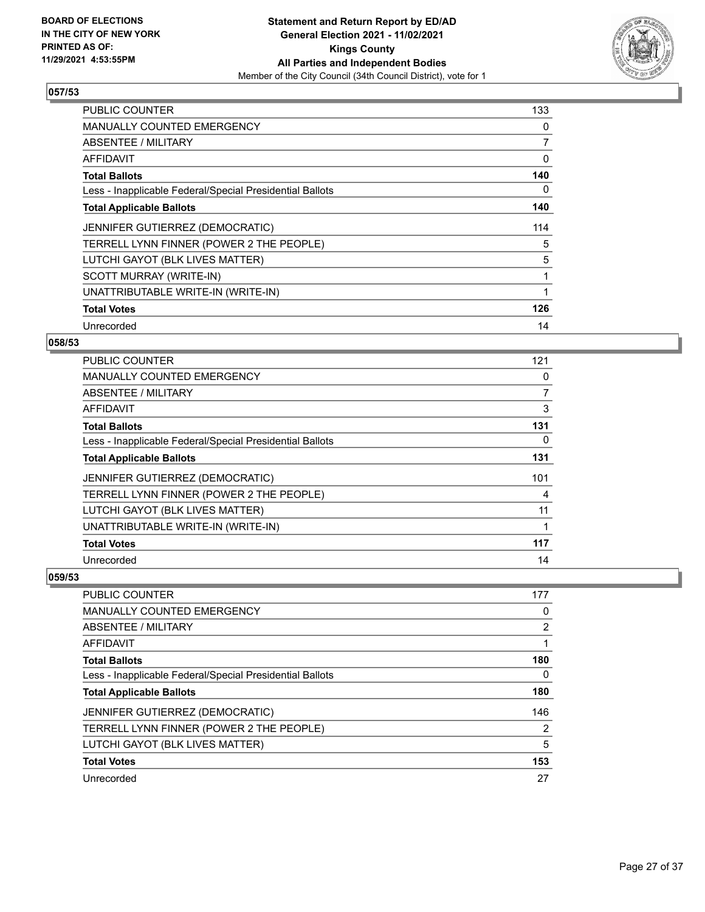BOARD OF ELECTIONS
IN THE CITY OF NEW YORK
PRINTED AS OF:
11/29/2021 4:53:55PM

**Statement and Return Report by ED/AD**
**General Election 2021 - 11/02/2021**
**Kings County**
**All Parties and Independent Bodies**
Member of the City Council (34th Council District), vote for 1

## 057/53

| | |
|---|---|
| PUBLIC COUNTER | 133 |
| MANUALLY COUNTED EMERGENCY | 0 |
| ABSENTEE / MILITARY | 7 |
| AFFIDAVIT | 0 |
| **Total Ballots** | **140** |
| Less - Inapplicable Federal/Special Presidential Ballots | 0 |
| **Total Applicable Ballots** | **140** |
| JENNIFER GUTIERREZ (DEMOCRATIC) | 114 |
| TERRELL LYNN FINNER (POWER 2 THE PEOPLE) | 5 |
| LUTCHI GAYOT (BLK LIVES MATTER) | 5 |
| SCOTT MURRAY (WRITE-IN) | 1 |
| UNATTRIBUTABLE WRITE-IN (WRITE-IN) | 1 |
| **Total Votes** | **126** |
| Unrecorded | 14 |

## 058/53

| | |
|---|---|
| PUBLIC COUNTER | 121 |
| MANUALLY COUNTED EMERGENCY | 0 |
| ABSENTEE / MILITARY | 7 |
| AFFIDAVIT | 3 |
| **Total Ballots** | **131** |
| Less - Inapplicable Federal/Special Presidential Ballots | 0 |
| **Total Applicable Ballots** | **131** |
| JENNIFER GUTIERREZ (DEMOCRATIC) | 101 |
| TERRELL LYNN FINNER (POWER 2 THE PEOPLE) | 4 |
| LUTCHI GAYOT (BLK LIVES MATTER) | 11 |
| UNATTRIBUTABLE WRITE-IN (WRITE-IN) | 1 |
| **Total Votes** | **117** |
| Unrecorded | 14 |

## 059/53

| | |
|---|---|
| PUBLIC COUNTER | 177 |
| MANUALLY COUNTED EMERGENCY | 0 |
| ABSENTEE / MILITARY | 2 |
| AFFIDAVIT | 1 |
| **Total Ballots** | **180** |
| Less - Inapplicable Federal/Special Presidential Ballots | 0 |
| **Total Applicable Ballots** | **180** |
| JENNIFER GUTIERREZ (DEMOCRATIC) | 146 |
| TERRELL LYNN FINNER (POWER 2 THE PEOPLE) | 2 |
| LUTCHI GAYOT (BLK LIVES MATTER) | 5 |
| **Total Votes** | **153** |
| Unrecorded | 27 |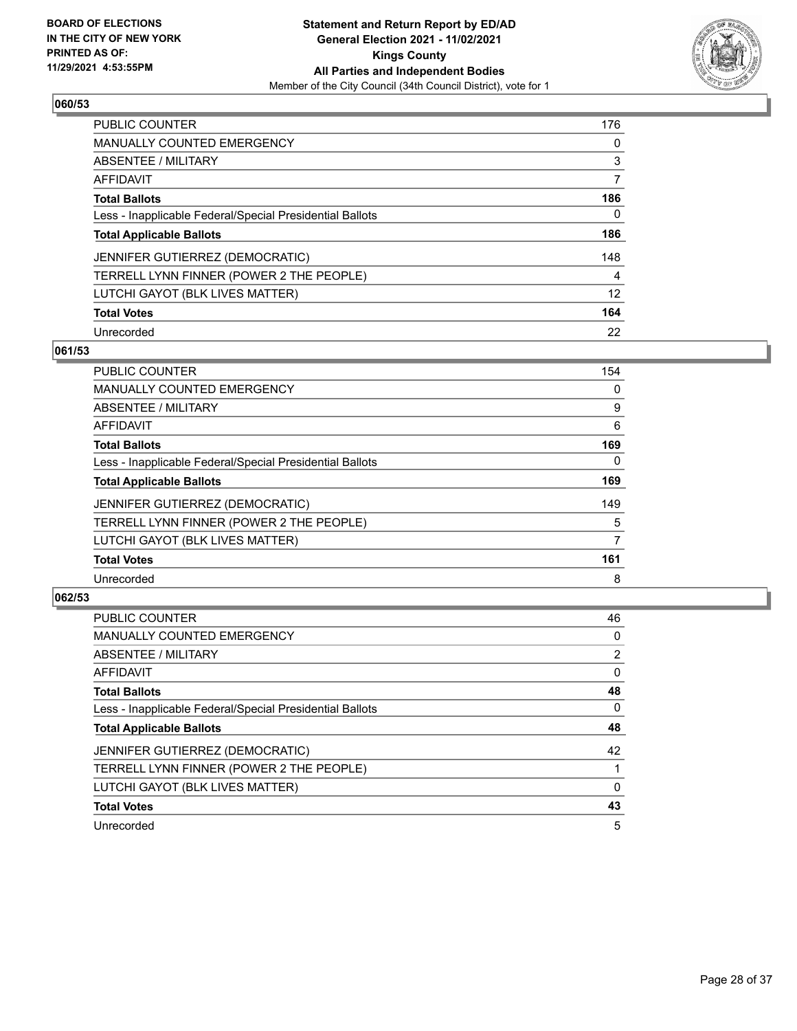## 060/53

| | |
|---|---|
| PUBLIC COUNTER | 176 |
| MANUALLY COUNTED EMERGENCY | 0 |
| ABSENTEE / MILITARY | 3 |
| AFFIDAVIT | 7 |
| **Total Ballots** | **186** |
| Less - Inapplicable Federal/Special Presidential Ballots | 0 |
| **Total Applicable Ballots** | **186** |
| JENNIFER GUTIERREZ (DEMOCRATIC) | 148 |
| TERRELL LYNN FINNER (POWER 2 THE PEOPLE) | 4 |
| LUTCHI GAYOT (BLK LIVES MATTER) | 12 |
| **Total Votes** | **164** |
| Unrecorded | 22 |

## 061/53

| | |
|---|---|
| PUBLIC COUNTER | 154 |
| MANUALLY COUNTED EMERGENCY | 0 |
| ABSENTEE / MILITARY | 9 |
| AFFIDAVIT | 6 |
| **Total Ballots** | **169** |
| Less - Inapplicable Federal/Special Presidential Ballots | 0 |
| **Total Applicable Ballots** | **169** |
| JENNIFER GUTIERREZ (DEMOCRATIC) | 149 |
| TERRELL LYNN FINNER (POWER 2 THE PEOPLE) | 5 |
| LUTCHI GAYOT (BLK LIVES MATTER) | 7 |
| **Total Votes** | **161** |
| Unrecorded | 8 |

## 062/53

| | |
|---|---|
| PUBLIC COUNTER | 46 |
| MANUALLY COUNTED EMERGENCY | 0 |
| ABSENTEE / MILITARY | 2 |
| AFFIDAVIT | 0 |
| **Total Ballots** | **48** |
| Less - Inapplicable Federal/Special Presidential Ballots | 0 |
| **Total Applicable Ballots** | **48** |
| JENNIFER GUTIERREZ (DEMOCRATIC) | 42 |
| TERRELL LYNN FINNER (POWER 2 THE PEOPLE) | 1 |
| LUTCHI GAYOT (BLK LIVES MATTER) | 0 |
| **Total Votes** | **43** |
| Unrecorded | 5 |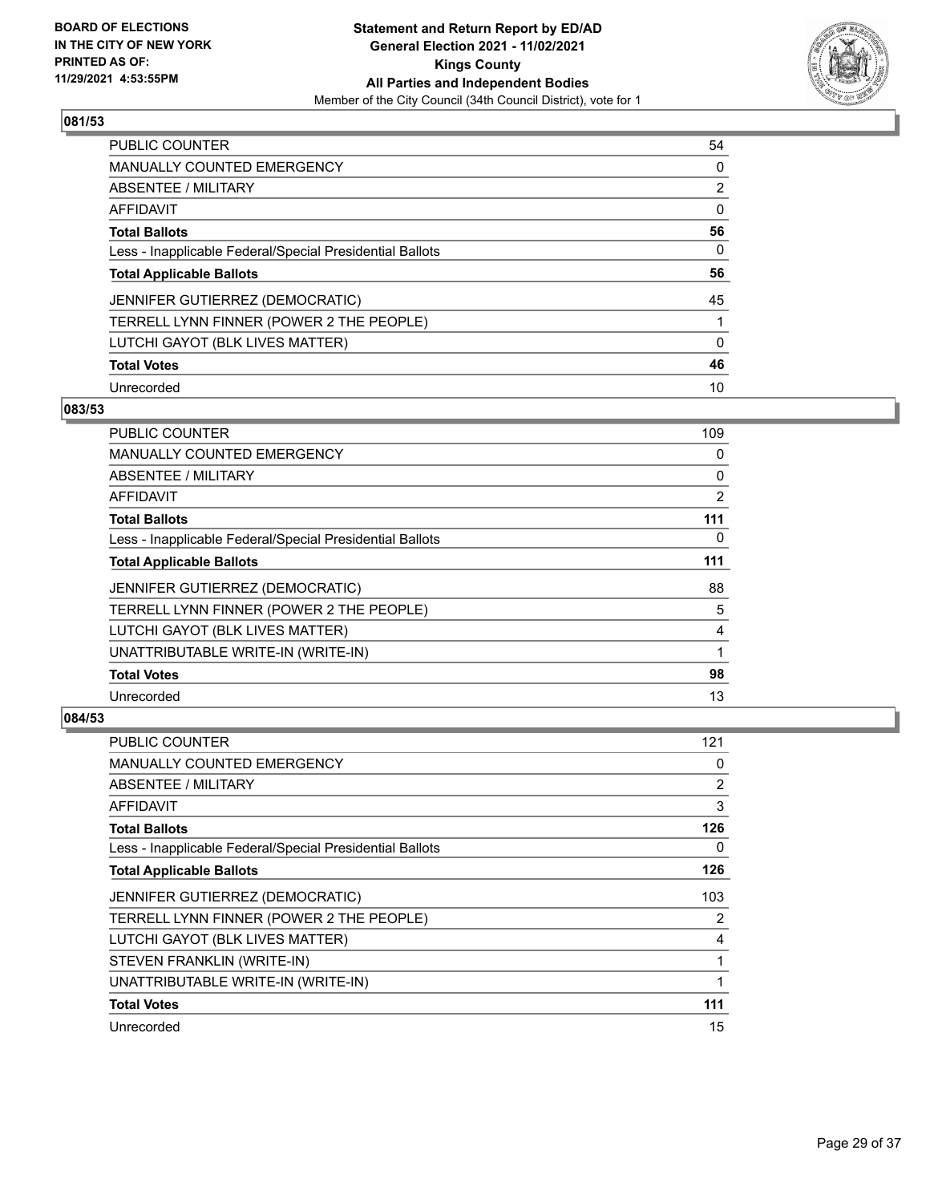## 081/53

| | |
|---|---|
| PUBLIC COUNTER | 54 |
| MANUALLY COUNTED EMERGENCY | 0 |
| ABSENTEE / MILITARY | 2 |
| AFFIDAVIT | 0 |
| **Total Ballots** | **56** |
| Less - Inapplicable Federal/Special Presidential Ballots | 0 |
| **Total Applicable Ballots** | **56** |
| JENNIFER GUTIERREZ (DEMOCRATIC) | 45 |
| TERRELL LYNN FINNER (POWER 2 THE PEOPLE) | 1 |
| LUTCHI GAYOT (BLK LIVES MATTER) | 0 |
| **Total Votes** | **46** |
| Unrecorded | 10 |

## 083/53

| | |
|---|---|
| PUBLIC COUNTER | 109 |
| MANUALLY COUNTED EMERGENCY | 0 |
| ABSENTEE / MILITARY | 0 |
| AFFIDAVIT | 2 |
| **Total Ballots** | **111** |
| Less - Inapplicable Federal/Special Presidential Ballots | 0 |
| **Total Applicable Ballots** | **111** |
| JENNIFER GUTIERREZ (DEMOCRATIC) | 88 |
| TERRELL LYNN FINNER (POWER 2 THE PEOPLE) | 5 |
| LUTCHI GAYOT (BLK LIVES MATTER) | 4 |
| UNATTRIBUTABLE WRITE-IN (WRITE-IN) | 1 |
| **Total Votes** | **98** |
| Unrecorded | 13 |

## 084/53

| | |
|---|---|
| PUBLIC COUNTER | 121 |
| MANUALLY COUNTED EMERGENCY | 0 |
| ABSENTEE / MILITARY | 2 |
| AFFIDAVIT | 3 |
| **Total Ballots** | **126** |
| Less - Inapplicable Federal/Special Presidential Ballots | 0 |
| **Total Applicable Ballots** | **126** |
| JENNIFER GUTIERREZ (DEMOCRATIC) | 103 |
| TERRELL LYNN FINNER (POWER 2 THE PEOPLE) | 2 |
| LUTCHI GAYOT (BLK LIVES MATTER) | 4 |
| STEVEN FRANKLIN (WRITE-IN) | 1 |
| UNATTRIBUTABLE WRITE-IN (WRITE-IN) | 1 |
| **Total Votes** | **111** |
| Unrecorded | 15 |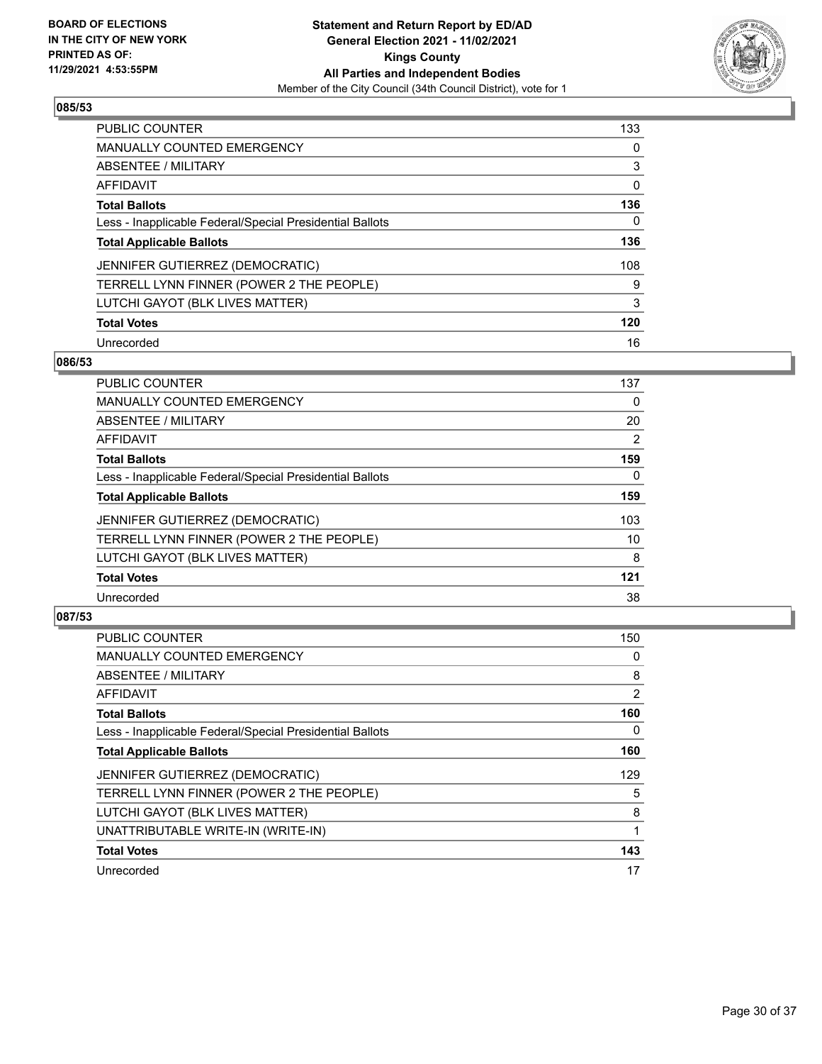**BOARD OF ELECTIONS IN THE CITY OF NEW YORK PRINTED AS OF: 11/29/2021 4:53:55PM**

**Statement and Return Report by ED/AD**
**General Election 2021 - 11/02/2021**
**Kings County**
**All Parties and Independent Bodies**
Member of the City Council (34th Council District), vote for 1

## 085/53

| | |
|---|---|
| PUBLIC COUNTER | 133 |
| MANUALLY COUNTED EMERGENCY | 0 |
| ABSENTEE / MILITARY | 3 |
| AFFIDAVIT | 0 |
| **Total Ballots** | **136** |
| Less - Inapplicable Federal/Special Presidential Ballots | 0 |
| **Total Applicable Ballots** | **136** |
| JENNIFER GUTIERREZ (DEMOCRATIC) | 108 |
| TERRELL LYNN FINNER (POWER 2 THE PEOPLE) | 9 |
| LUTCHI GAYOT (BLK LIVES MATTER) | 3 |
| **Total Votes** | **120** |
| Unrecorded | 16 |

## 086/53

| | |
|---|---|
| PUBLIC COUNTER | 137 |
| MANUALLY COUNTED EMERGENCY | 0 |
| ABSENTEE / MILITARY | 20 |
| AFFIDAVIT | 2 |
| **Total Ballots** | **159** |
| Less - Inapplicable Federal/Special Presidential Ballots | 0 |
| **Total Applicable Ballots** | **159** |
| JENNIFER GUTIERREZ (DEMOCRATIC) | 103 |
| TERRELL LYNN FINNER (POWER 2 THE PEOPLE) | 10 |
| LUTCHI GAYOT (BLK LIVES MATTER) | 8 |
| **Total Votes** | **121** |
| Unrecorded | 38 |

## 087/53

| | |
|---|---|
| PUBLIC COUNTER | 150 |
| MANUALLY COUNTED EMERGENCY | 0 |
| ABSENTEE / MILITARY | 8 |
| AFFIDAVIT | 2 |
| **Total Ballots** | **160** |
| Less - Inapplicable Federal/Special Presidential Ballots | 0 |
| **Total Applicable Ballots** | **160** |
| JENNIFER GUTIERREZ (DEMOCRATIC) | 129 |
| TERRELL LYNN FINNER (POWER 2 THE PEOPLE) | 5 |
| LUTCHI GAYOT (BLK LIVES MATTER) | 8 |
| UNATTRIBUTABLE WRITE-IN (WRITE-IN) | 1 |
| **Total Votes** | **143** |
| Unrecorded | 17 |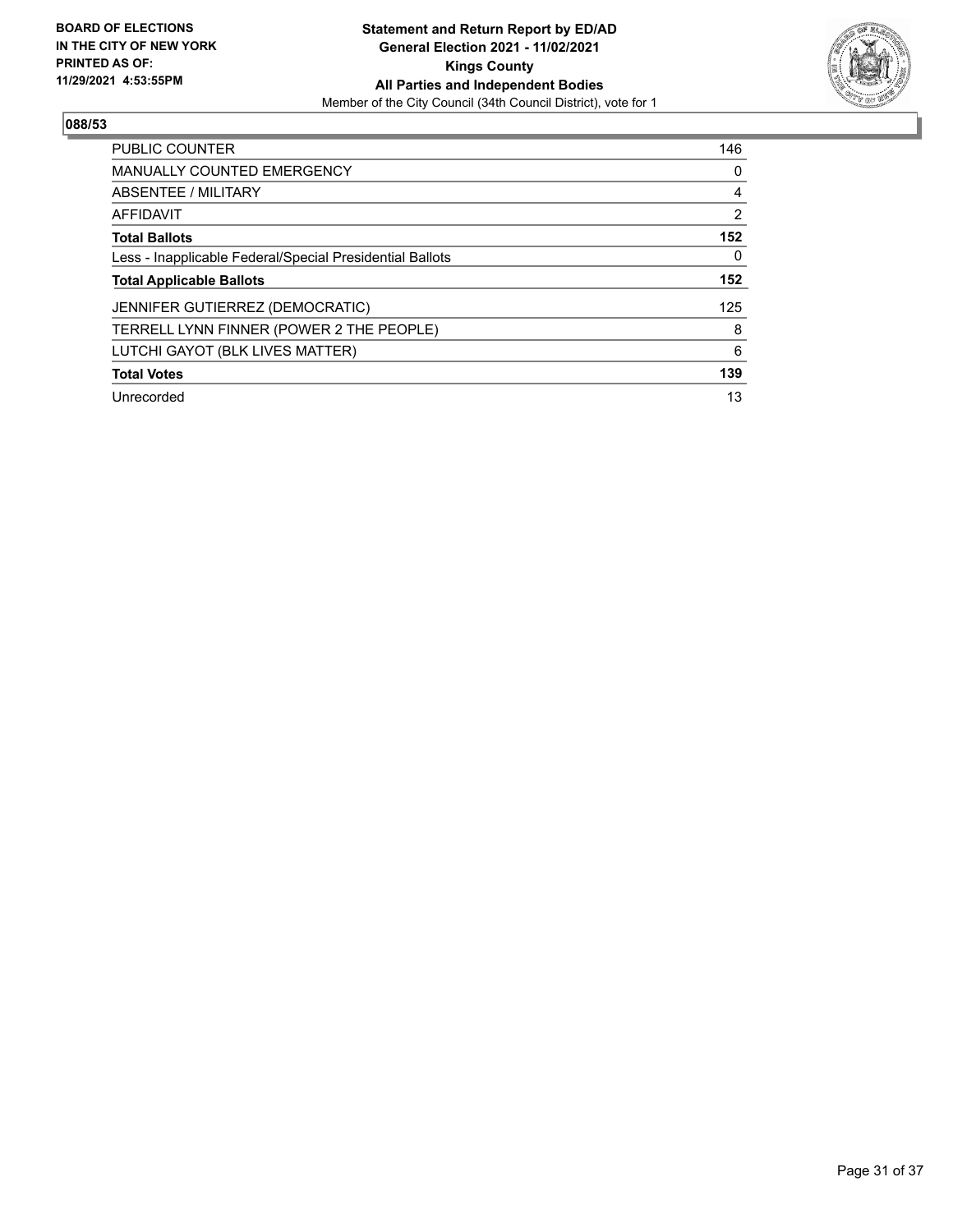BOARD OF ELECTIONS
IN THE CITY OF NEW YORK
PRINTED AS OF:
11/29/2021 4:53:55PM

**Statement and Return Report by ED/AD**
**General Election 2021 - 11/02/2021**
**Kings County**
**All Parties and Independent Bodies**
Member of the City Council (34th Council District), vote for 1

## 088/53

| | |
|---|---|
| PUBLIC COUNTER | 146 |
| MANUALLY COUNTED EMERGENCY | 0 |
| ABSENTEE / MILITARY | 4 |
| AFFIDAVIT | 2 |
| **Total Ballots** | **152** |
| Less - Inapplicable Federal/Special Presidential Ballots | 0 |
| **Total Applicable Ballots** | **152** |
| JENNIFER GUTIERREZ (DEMOCRATIC) | 125 |
| TERRELL LYNN FINNER (POWER 2 THE PEOPLE) | 8 |
| LUTCHI GAYOT (BLK LIVES MATTER) | 6 |
| **Total Votes** | **139** |
| Unrecorded | 13 |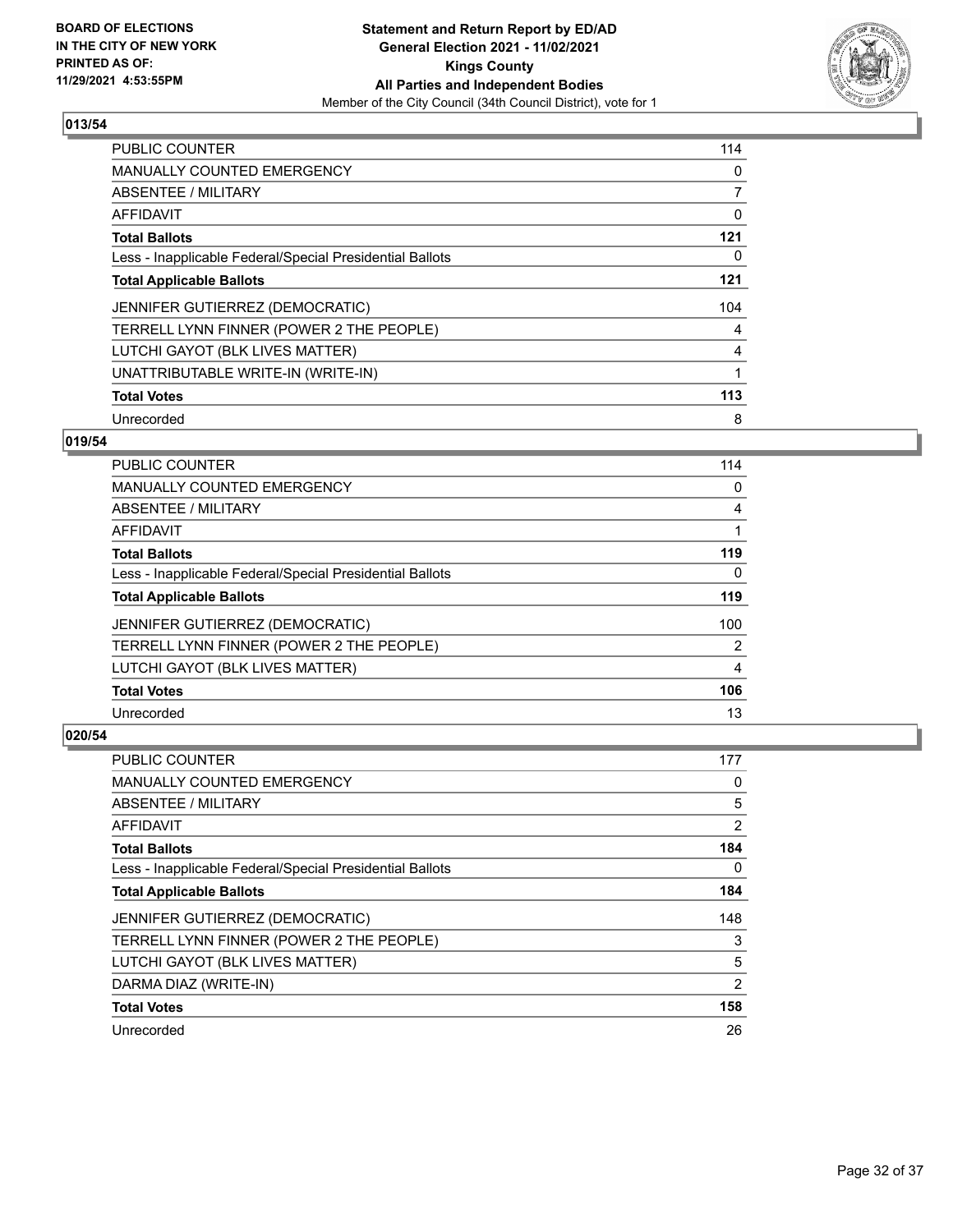## 013/54

| | |
|---|---|
| PUBLIC COUNTER | 114 |
| MANUALLY COUNTED EMERGENCY | 0 |
| ABSENTEE / MILITARY | 7 |
| AFFIDAVIT | 0 |
| **Total Ballots** | **121** |
| Less - Inapplicable Federal/Special Presidential Ballots | 0 |
| **Total Applicable Ballots** | **121** |
| JENNIFER GUTIERREZ (DEMOCRATIC) | 104 |
| TERRELL LYNN FINNER (POWER 2 THE PEOPLE) | 4 |
| LUTCHI GAYOT (BLK LIVES MATTER) | 4 |
| UNATTRIBUTABLE WRITE-IN (WRITE-IN) | 1 |
| **Total Votes** | **113** |
| Unrecorded | 8 |

## 019/54

| | |
|---|---|
| PUBLIC COUNTER | 114 |
| MANUALLY COUNTED EMERGENCY | 0 |
| ABSENTEE / MILITARY | 4 |
| AFFIDAVIT | 1 |
| **Total Ballots** | **119** |
| Less - Inapplicable Federal/Special Presidential Ballots | 0 |
| **Total Applicable Ballots** | **119** |
| JENNIFER GUTIERREZ (DEMOCRATIC) | 100 |
| TERRELL LYNN FINNER (POWER 2 THE PEOPLE) | 2 |
| LUTCHI GAYOT (BLK LIVES MATTER) | 4 |
| **Total Votes** | **106** |
| Unrecorded | 13 |

## 020/54

| | |
|---|---|
| PUBLIC COUNTER | 177 |
| MANUALLY COUNTED EMERGENCY | 0 |
| ABSENTEE / MILITARY | 5 |
| AFFIDAVIT | 2 |
| **Total Ballots** | **184** |
| Less - Inapplicable Federal/Special Presidential Ballots | 0 |
| **Total Applicable Ballots** | **184** |
| JENNIFER GUTIERREZ (DEMOCRATIC) | 148 |
| TERRELL LYNN FINNER (POWER 2 THE PEOPLE) | 3 |
| LUTCHI GAYOT (BLK LIVES MATTER) | 5 |
| DARMA DIAZ (WRITE-IN) | 2 |
| **Total Votes** | **158** |
| Unrecorded | 26 |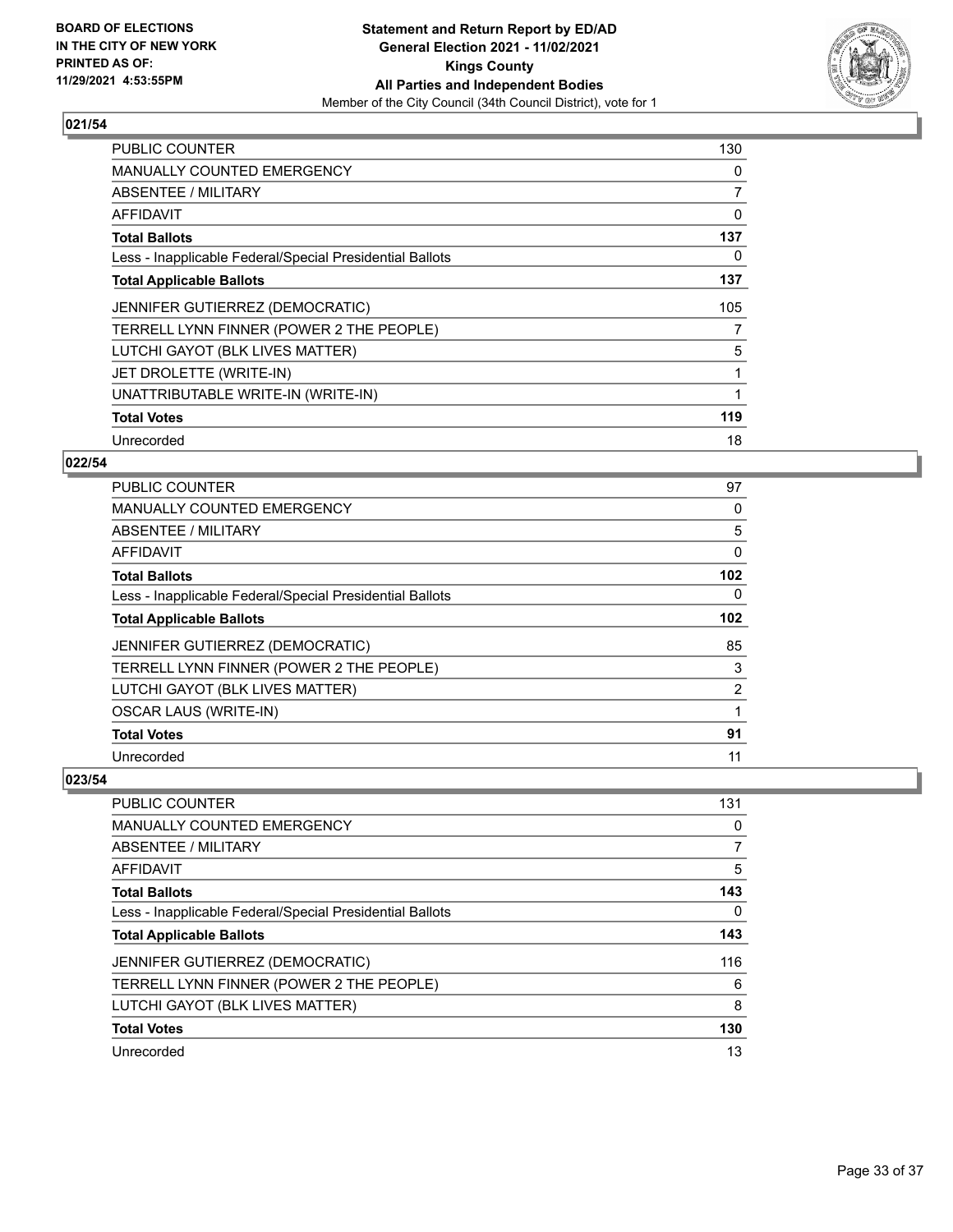## 021/54

| | |
|---|---|
| PUBLIC COUNTER | 130 |
| MANUALLY COUNTED EMERGENCY | 0 |
| ABSENTEE / MILITARY | 7 |
| AFFIDAVIT | 0 |
| **Total Ballots** | **137** |
| Less - Inapplicable Federal/Special Presidential Ballots | 0 |
| **Total Applicable Ballots** | **137** |
| JENNIFER GUTIERREZ (DEMOCRATIC) | 105 |
| TERRELL LYNN FINNER (POWER 2 THE PEOPLE) | 7 |
| LUTCHI GAYOT (BLK LIVES MATTER) | 5 |
| JET DROLETTE (WRITE-IN) | 1 |
| UNATTRIBUTABLE WRITE-IN (WRITE-IN) | 1 |
| **Total Votes** | **119** |
| Unrecorded | 18 |

## 022/54

| | |
|---|---|
| PUBLIC COUNTER | 97 |
| MANUALLY COUNTED EMERGENCY | 0 |
| ABSENTEE / MILITARY | 5 |
| AFFIDAVIT | 0 |
| **Total Ballots** | **102** |
| Less - Inapplicable Federal/Special Presidential Ballots | 0 |
| **Total Applicable Ballots** | **102** |
| JENNIFER GUTIERREZ (DEMOCRATIC) | 85 |
| TERRELL LYNN FINNER (POWER 2 THE PEOPLE) | 3 |
| LUTCHI GAYOT (BLK LIVES MATTER) | 2 |
| OSCAR LAUS (WRITE-IN) | 1 |
| **Total Votes** | **91** |
| Unrecorded | 11 |

## 023/54

| | |
|---|---|
| PUBLIC COUNTER | 131 |
| MANUALLY COUNTED EMERGENCY | 0 |
| ABSENTEE / MILITARY | 7 |
| AFFIDAVIT | 5 |
| **Total Ballots** | **143** |
| Less - Inapplicable Federal/Special Presidential Ballots | 0 |
| **Total Applicable Ballots** | **143** |
| JENNIFER GUTIERREZ (DEMOCRATIC) | 116 |
| TERRELL LYNN FINNER (POWER 2 THE PEOPLE) | 6 |
| LUTCHI GAYOT (BLK LIVES MATTER) | 8 |
| **Total Votes** | **130** |
| Unrecorded | 13 |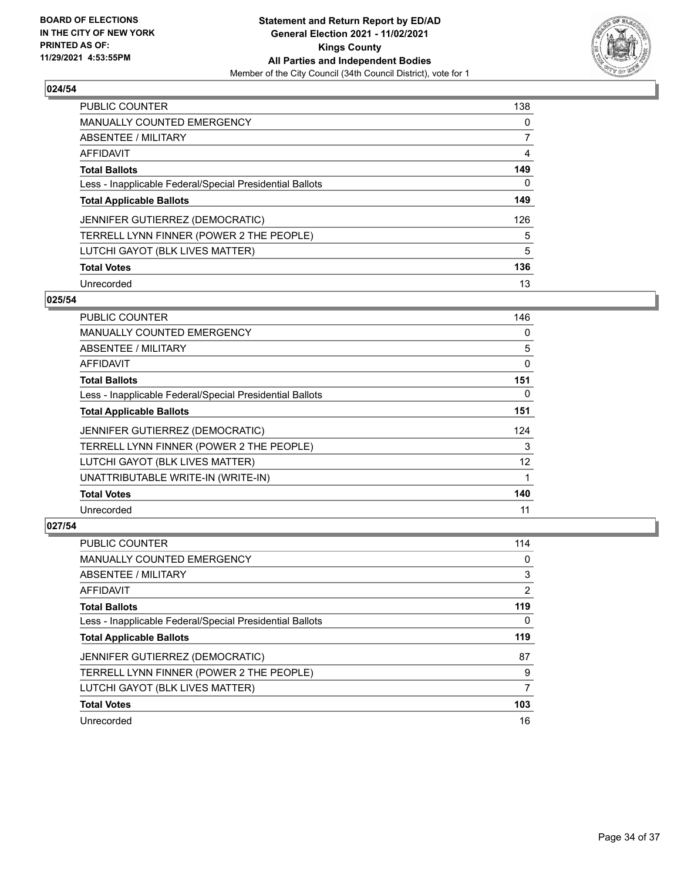## 024/54

| | |
|---|---|
| PUBLIC COUNTER | 138 |
| MANUALLY COUNTED EMERGENCY | 0 |
| ABSENTEE / MILITARY | 7 |
| AFFIDAVIT | 4 |
| **Total Ballots** | **149** |
| Less - Inapplicable Federal/Special Presidential Ballots | 0 |
| **Total Applicable Ballots** | **149** |
| JENNIFER GUTIERREZ (DEMOCRATIC) | 126 |
| TERRELL LYNN FINNER (POWER 2 THE PEOPLE) | 5 |
| LUTCHI GAYOT (BLK LIVES MATTER) | 5 |
| **Total Votes** | **136** |
| Unrecorded | 13 |

## 025/54

| | |
|---|---|
| PUBLIC COUNTER | 146 |
| MANUALLY COUNTED EMERGENCY | 0 |
| ABSENTEE / MILITARY | 5 |
| AFFIDAVIT | 0 |
| **Total Ballots** | **151** |
| Less - Inapplicable Federal/Special Presidential Ballots | 0 |
| **Total Applicable Ballots** | **151** |
| JENNIFER GUTIERREZ (DEMOCRATIC) | 124 |
| TERRELL LYNN FINNER (POWER 2 THE PEOPLE) | 3 |
| LUTCHI GAYOT (BLK LIVES MATTER) | 12 |
| UNATTRIBUTABLE WRITE-IN (WRITE-IN) | 1 |
| **Total Votes** | **140** |
| Unrecorded | 11 |

## 027/54

| | |
|---|---|
| PUBLIC COUNTER | 114 |
| MANUALLY COUNTED EMERGENCY | 0 |
| ABSENTEE / MILITARY | 3 |
| AFFIDAVIT | 2 |
| **Total Ballots** | **119** |
| Less - Inapplicable Federal/Special Presidential Ballots | 0 |
| **Total Applicable Ballots** | **119** |
| JENNIFER GUTIERREZ (DEMOCRATIC) | 87 |
| TERRELL LYNN FINNER (POWER 2 THE PEOPLE) | 9 |
| LUTCHI GAYOT (BLK LIVES MATTER) | 7 |
| **Total Votes** | **103** |
| Unrecorded | 16 |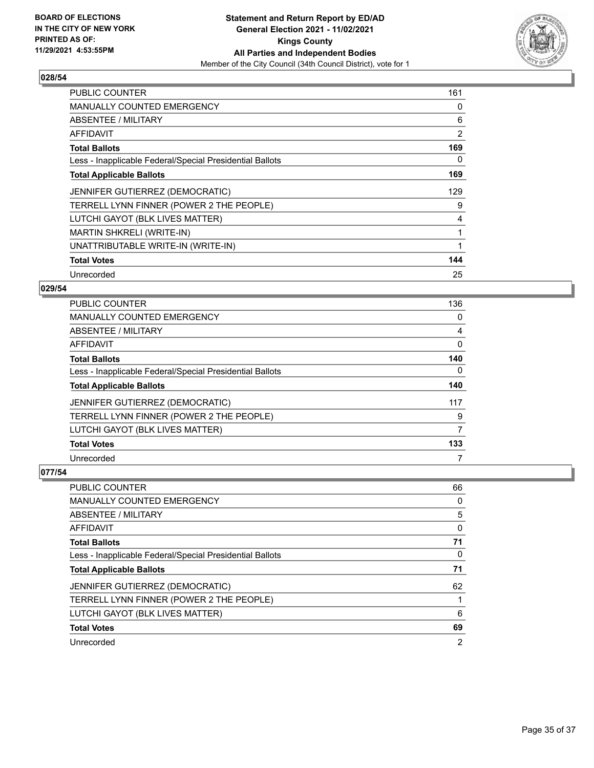**BOARD OF ELECTIONS IN THE CITY OF NEW YORK PRINTED AS OF: 11/29/2021 4:53:55PM**

**Statement and Return Report by ED/AD General Election 2021 - 11/02/2021 Kings County All Parties and Independent Bodies**

Member of the City Council (34th Council District), vote for 1

### 028/54

| | |
|---|---|
| PUBLIC COUNTER | 161 |
| MANUALLY COUNTED EMERGENCY | 0 |
| ABSENTEE / MILITARY | 6 |
| AFFIDAVIT | 2 |
| **Total Ballots** | **169** |
| Less - Inapplicable Federal/Special Presidential Ballots | 0 |
| **Total Applicable Ballots** | **169** |
| JENNIFER GUTIERREZ (DEMOCRATIC) | 129 |
| TERRELL LYNN FINNER (POWER 2 THE PEOPLE) | 9 |
| LUTCHI GAYOT (BLK LIVES MATTER) | 4 |
| MARTIN SHKRELI (WRITE-IN) | 1 |
| UNATTRIBUTABLE WRITE-IN (WRITE-IN) | 1 |
| **Total Votes** | **144** |
| Unrecorded | 25 |

### 029/54

| | |
|---|---|
| PUBLIC COUNTER | 136 |
| MANUALLY COUNTED EMERGENCY | 0 |
| ABSENTEE / MILITARY | 4 |
| AFFIDAVIT | 0 |
| **Total Ballots** | **140** |
| Less - Inapplicable Federal/Special Presidential Ballots | 0 |
| **Total Applicable Ballots** | **140** |
| JENNIFER GUTIERREZ (DEMOCRATIC) | 117 |
| TERRELL LYNN FINNER (POWER 2 THE PEOPLE) | 9 |
| LUTCHI GAYOT (BLK LIVES MATTER) | 7 |
| **Total Votes** | **133** |
| Unrecorded | 7 |

### 077/54

| | |
|---|---|
| PUBLIC COUNTER | 66 |
| MANUALLY COUNTED EMERGENCY | 0 |
| ABSENTEE / MILITARY | 5 |
| AFFIDAVIT | 0 |
| **Total Ballots** | **71** |
| Less - Inapplicable Federal/Special Presidential Ballots | 0 |
| **Total Applicable Ballots** | **71** |
| JENNIFER GUTIERREZ (DEMOCRATIC) | 62 |
| TERRELL LYNN FINNER (POWER 2 THE PEOPLE) | 1 |
| LUTCHI GAYOT (BLK LIVES MATTER) | 6 |
| **Total Votes** | **69** |
| Unrecorded | 2 |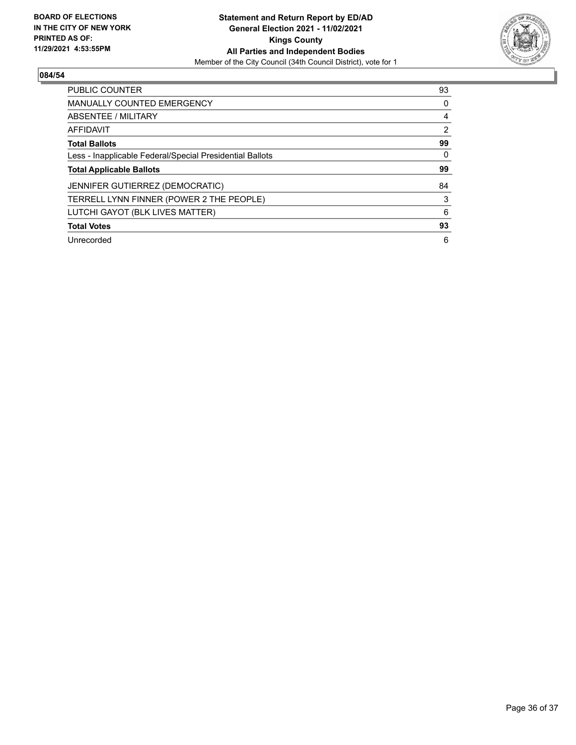**BOARD OF ELECTIONS IN THE CITY OF NEW YORK PRINTED AS OF: 11/29/2021 4:53:55PM**

**Statement and Return Report by ED/AD**
**General Election 2021 - 11/02/2021**
**Kings County**
**All Parties and Independent Bodies**
Member of the City Council (34th Council District), vote for 1

## 084/54

| | |
|---|---|
| PUBLIC COUNTER | 93 |
| MANUALLY COUNTED EMERGENCY | 0 |
| ABSENTEE / MILITARY | 4 |
| AFFIDAVIT | 2 |
| **Total Ballots** | **99** |
| Less - Inapplicable Federal/Special Presidential Ballots | 0 |
| **Total Applicable Ballots** | **99** |
| JENNIFER GUTIERREZ (DEMOCRATIC) | 84 |
| TERRELL LYNN FINNER (POWER 2 THE PEOPLE) | 3 |
| LUTCHI GAYOT (BLK LIVES MATTER) | 6 |
| **Total Votes** | **93** |
| Unrecorded | 6 |